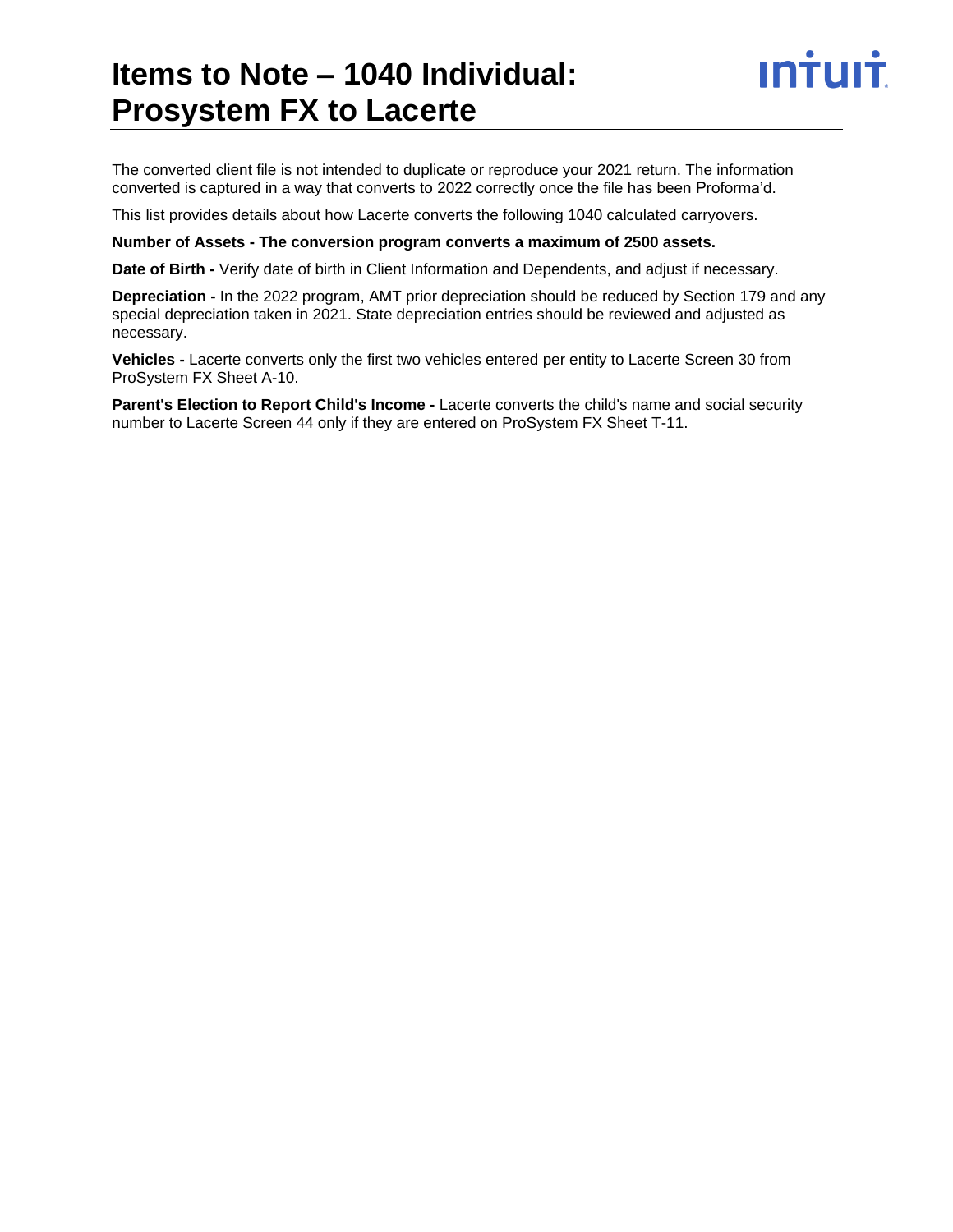# Items to Note – 1040 Individual: Prosystem FX to Lacerte

The converted client file is not intended to duplicate or reproduce your 2021 return. The information converted is captured in a way that converts to 2022 correctly once the file has been Proforma'd.

This list provides details about how Lacerte converts the following 1040 calculated carryovers.

**Number of Assets - The conversion program converts a maximum of 2500 assets.**

**Date of Birth -** Verify date of birth in Client Information and Dependents, and adjust if necessary.

**Depreciation -** In the 2022 program, AMT prior depreciation should be reduced by Section 179 and any special depreciation taken in 2021. State depreciation entries should be reviewed and adjusted as necessary.

**Vehicles -** Lacerte converts only the first two vehicles entered per entity to Lacerte Screen 30 from ProSystem FX Sheet A-10.

**Parent's Election to Report Child's Income -** Lacerte converts the child's name and social security number to Lacerte Screen 44 only if they are entered on ProSystem FX Sheet T-11.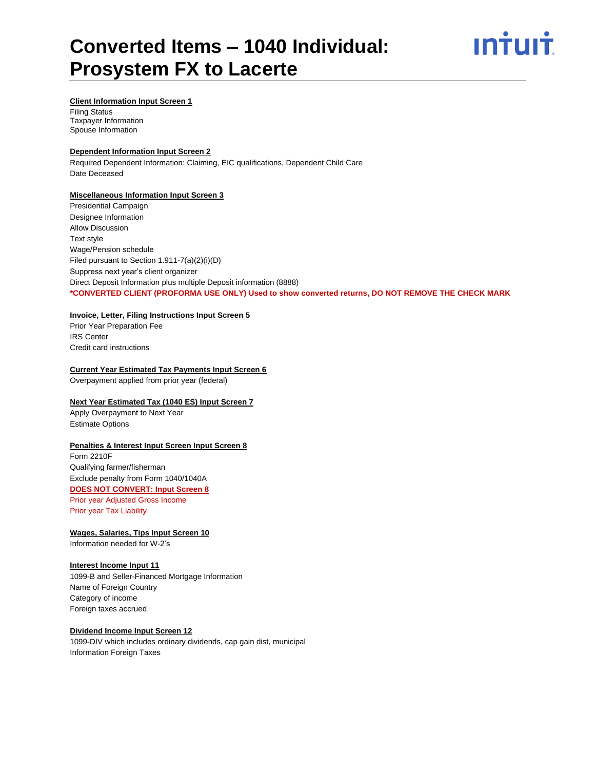# Converted Items – 1040 Individual: Prosystem FX to Lacerte

**Client Information Input Screen 1**

Filing Status
Taxpayer Information
Spouse Information

**Dependent Information Input Screen 2**

Required Dependent Information: Claiming, EIC qualifications, Dependent Child Care
Date Deceased

**Miscellaneous Information Input Screen 3**

Presidential Campaign
Designee Information
Allow Discussion
Text style
Wage/Pension schedule
Filed pursuant to Section 1.911-7(a)(2)(i)(D)
Suppress next year's client organizer
Direct Deposit Information plus multiple Deposit information (8888)
**\*CONVERTED CLIENT (PROFORMA USE ONLY) Used to show converted returns, DO NOT REMOVE THE CHECK MARK**

**Invoice, Letter, Filing Instructions Input Screen 5**

Prior Year Preparation Fee
IRS Center
Credit card instructions

**Current Year Estimated Tax Payments Input Screen 6**

Overpayment applied from prior year (federal)

**Next Year Estimated Tax (1040 ES) Input Screen 7**

Apply Overpayment to Next Year
Estimate Options

**Penalties & Interest Input Screen Input Screen 8**

Form 2210F
Qualifying farmer/fisherman
Exclude penalty from Form 1040/1040A
**DOES NOT CONVERT: Input Screen 8**
Prior year Adjusted Gross Income
Prior year Tax Liability

**Wages, Salaries, Tips Input Screen 10**

Information needed for W-2's

**Interest Income Input 11**

1099-B and Seller-Financed Mortgage Information
Name of Foreign Country
Category of income
Foreign taxes accrued

**Dividend Income Input Screen 12**

1099-DIV which includes ordinary dividends, cap gain dist, municipal
Information Foreign Taxes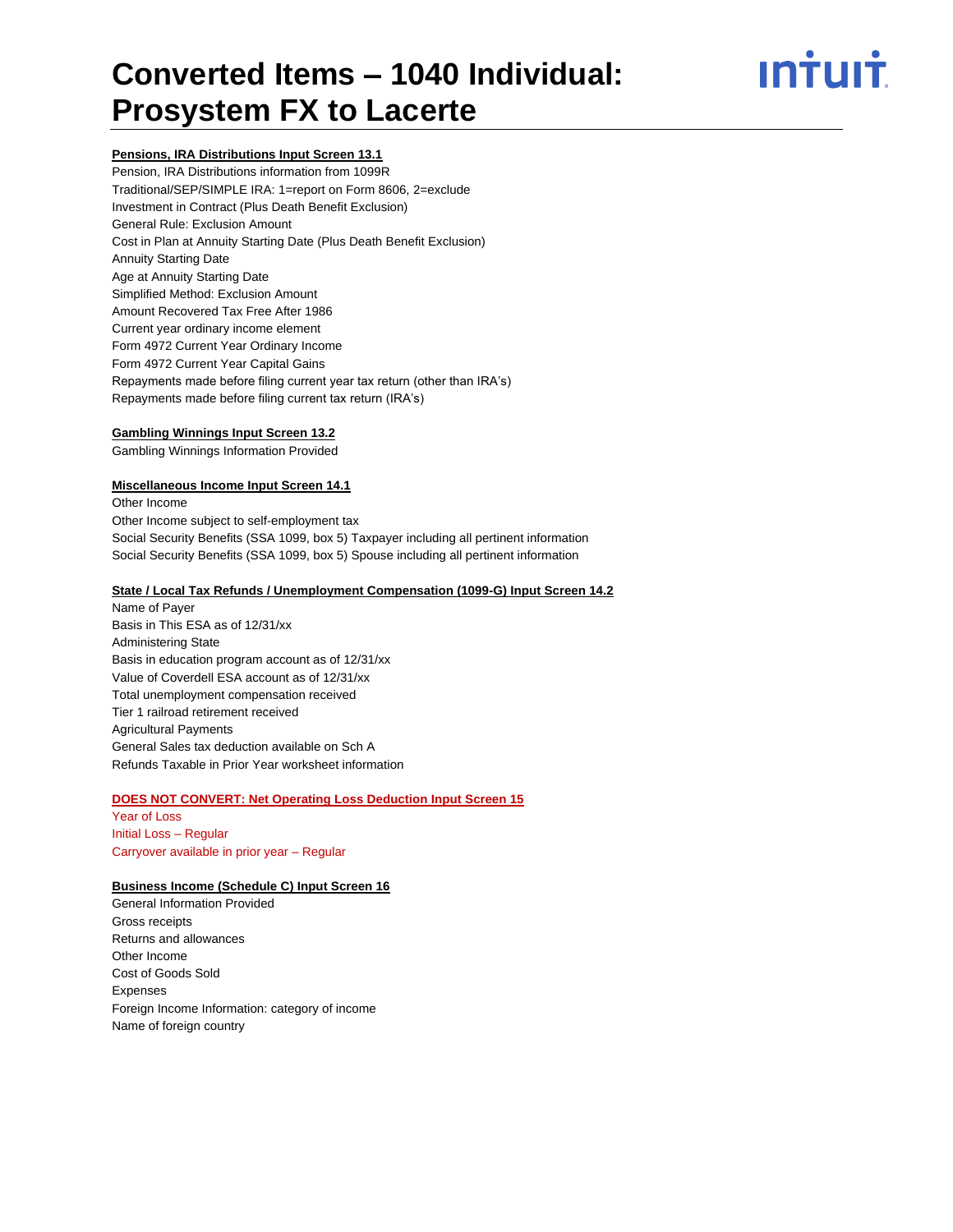# Converted Items – 1040 Individual: Prosystem FX to Lacerte

**Pensions, IRA Distributions Input Screen 13.1**

Pension, IRA Distributions information from 1099R
Traditional/SEP/SIMPLE IRA: 1=report on Form 8606, 2=exclude
Investment in Contract (Plus Death Benefit Exclusion)
General Rule: Exclusion Amount
Cost in Plan at Annuity Starting Date (Plus Death Benefit Exclusion)
Annuity Starting Date
Age at Annuity Starting Date
Simplified Method: Exclusion Amount
Amount Recovered Tax Free After 1986
Current year ordinary income element
Form 4972 Current Year Ordinary Income
Form 4972 Current Year Capital Gains
Repayments made before filing current year tax return (other than IRA's)
Repayments made before filing current tax return (IRA's)

**Gambling Winnings Input Screen 13.2**

Gambling Winnings Information Provided

**Miscellaneous Income Input Screen 14.1**

Other Income
Other Income subject to self-employment tax
Social Security Benefits (SSA 1099, box 5) Taxpayer including all pertinent information
Social Security Benefits (SSA 1099, box 5) Spouse including all pertinent information

**State / Local Tax Refunds / Unemployment Compensation (1099-G) Input Screen 14.2**

Name of Payer
Basis in This ESA as of 12/31/xx
Administering State
Basis in education program account as of 12/31/xx
Value of Coverdell ESA account as of 12/31/xx
Total unemployment compensation received
Tier 1 railroad retirement received
Agricultural Payments
General Sales tax deduction available on Sch A
Refunds Taxable in Prior Year worksheet information

**DOES NOT CONVERT: Net Operating Loss Deduction Input Screen 15**

Year of Loss
Initial Loss – Regular
Carryover available in prior year – Regular

**Business Income (Schedule C) Input Screen 16**

General Information Provided
Gross receipts
Returns and allowances
Other Income
Cost of Goods Sold
Expenses
Foreign Income Information: category of income
Name of foreign country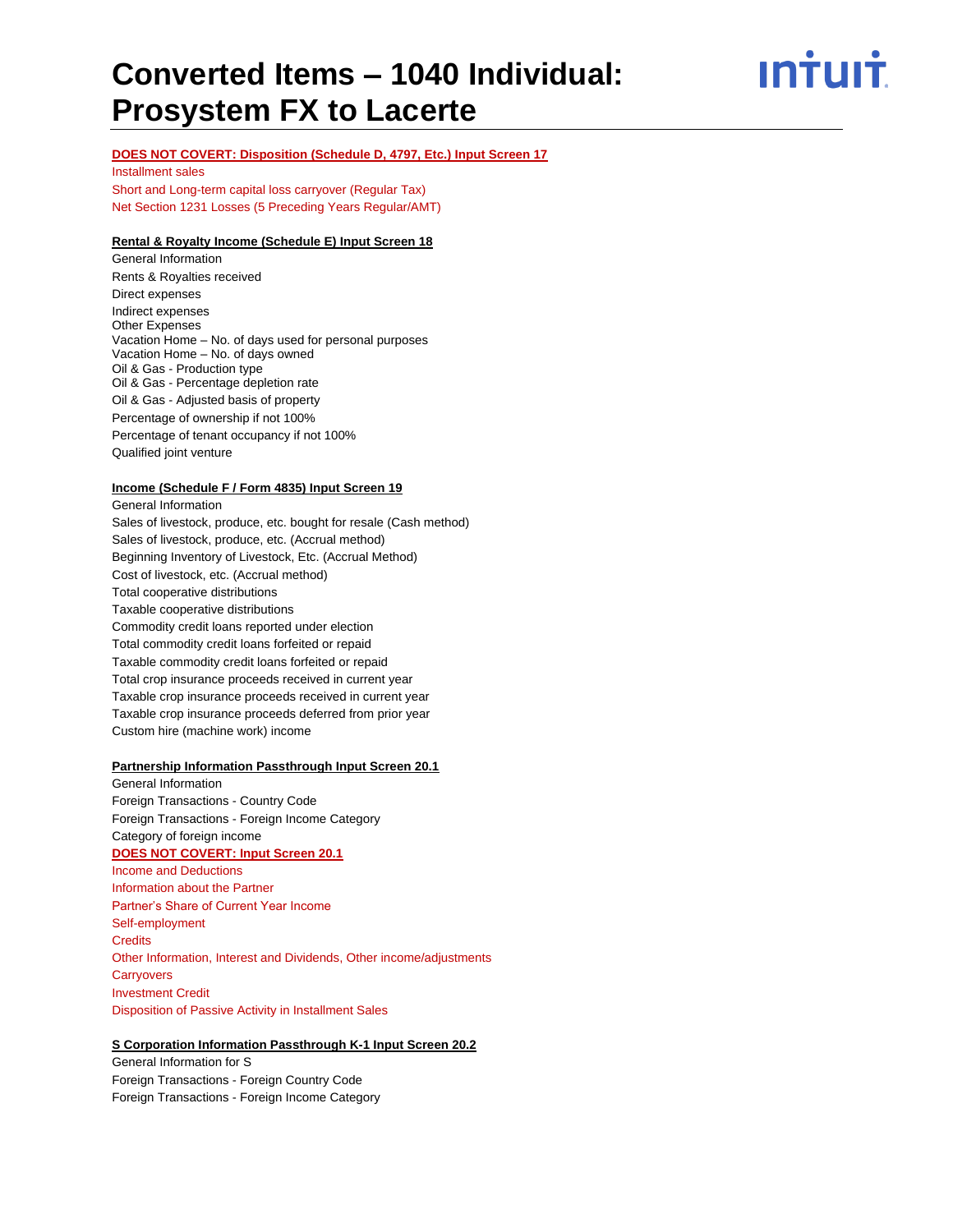# Converted Items – 1040 Individual: Prosystem FX to Lacerte

**DOES NOT COVERT: Disposition (Schedule D, 4797, Etc.) Input Screen 17**

Installment sales
Short and Long-term capital loss carryover (Regular Tax)
Net Section 1231 Losses (5 Preceding Years Regular/AMT)

**Rental & Royalty Income (Schedule E) Input Screen 18**

General Information
Rents & Royalties received
Direct expenses
Indirect expenses
Other Expenses
Vacation Home – No. of days used for personal purposes
Vacation Home – No. of days owned
Oil & Gas - Production type
Oil & Gas - Percentage depletion rate
Oil & Gas - Adjusted basis of property
Percentage of ownership if not 100%
Percentage of tenant occupancy if not 100%
Qualified joint venture

**Income (Schedule F / Form 4835) Input Screen 19**

General Information
Sales of livestock, produce, etc. bought for resale (Cash method)
Sales of livestock, produce, etc. (Accrual method)
Beginning Inventory of Livestock, Etc. (Accrual Method)
Cost of livestock, etc. (Accrual method)
Total cooperative distributions
Taxable cooperative distributions
Commodity credit loans reported under election
Total commodity credit loans forfeited or repaid
Taxable commodity credit loans forfeited or repaid
Total crop insurance proceeds received in current year
Taxable crop insurance proceeds received in current year
Taxable crop insurance proceeds deferred from prior year
Custom hire (machine work) income

**Partnership Information Passthrough Input Screen 20.1**

General Information
Foreign Transactions - Country Code
Foreign Transactions - Foreign Income Category
Category of foreign income

**DOES NOT COVERT: Input Screen 20.1**

Income and Deductions
Information about the Partner
Partner's Share of Current Year Income
Self-employment
Credits
Other Information, Interest and Dividends, Other income/adjustments
Carryovers
Investment Credit
Disposition of Passive Activity in Installment Sales

**S Corporation Information Passthrough K-1 Input Screen 20.2**

General Information for S
Foreign Transactions - Foreign Country Code
Foreign Transactions - Foreign Income Category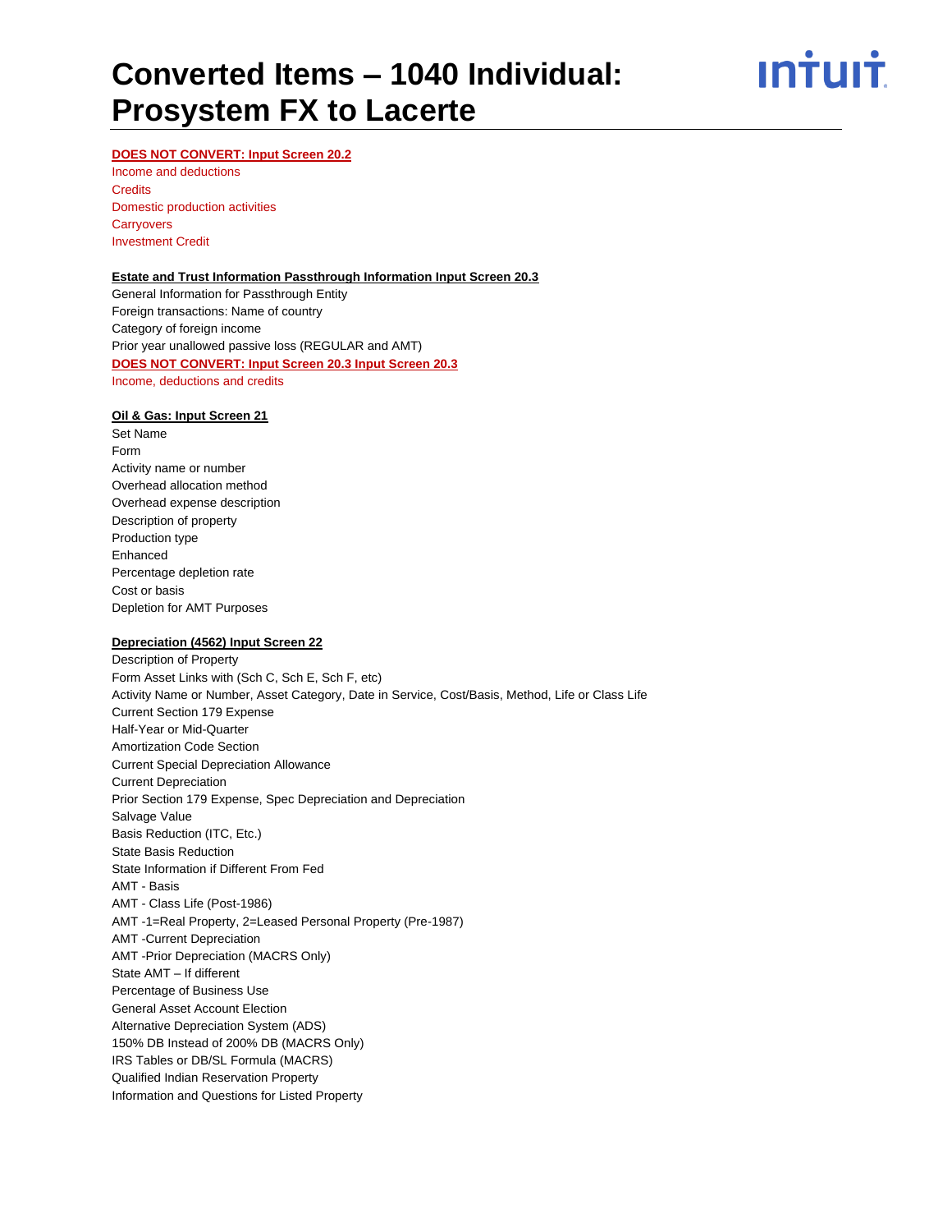# Converted Items – 1040 Individual: Prosystem FX to Lacerte

**DOES NOT CONVERT: Input Screen 20.2**

Income and deductions
Credits
Domestic production activities
Carryovers
Investment Credit

**Estate and Trust Information Passthrough Information Input Screen 20.3**

General Information for Passthrough Entity
Foreign transactions: Name of country
Category of foreign income
Prior year unallowed passive loss (REGULAR and AMT)

**DOES NOT CONVERT: Input Screen 20.3 Input Screen 20.3**

Income, deductions and credits

**Oil & Gas: Input Screen 21**

Set Name
Form
Activity name or number
Overhead allocation method
Overhead expense description
Description of property
Production type
Enhanced
Percentage depletion rate
Cost or basis
Depletion for AMT Purposes

**Depreciation (4562) Input Screen 22**

Description of Property
Form Asset Links with (Sch C, Sch E, Sch F, etc)
Activity Name or Number, Asset Category, Date in Service, Cost/Basis, Method, Life or Class Life
Current Section 179 Expense
Half-Year or Mid-Quarter
Amortization Code Section
Current Special Depreciation Allowance
Current Depreciation
Prior Section 179 Expense, Spec Depreciation and Depreciation
Salvage Value
Basis Reduction (ITC, Etc.)
State Basis Reduction
State Information if Different From Fed
AMT - Basis
AMT - Class Life (Post-1986)
AMT -1=Real Property, 2=Leased Personal Property (Pre-1987)
AMT -Current Depreciation
AMT -Prior Depreciation (MACRS Only)
State AMT – If different
Percentage of Business Use
General Asset Account Election
Alternative Depreciation System (ADS)
150% DB Instead of 200% DB (MACRS Only)
IRS Tables or DB/SL Formula (MACRS)
Qualified Indian Reservation Property
Information and Questions for Listed Property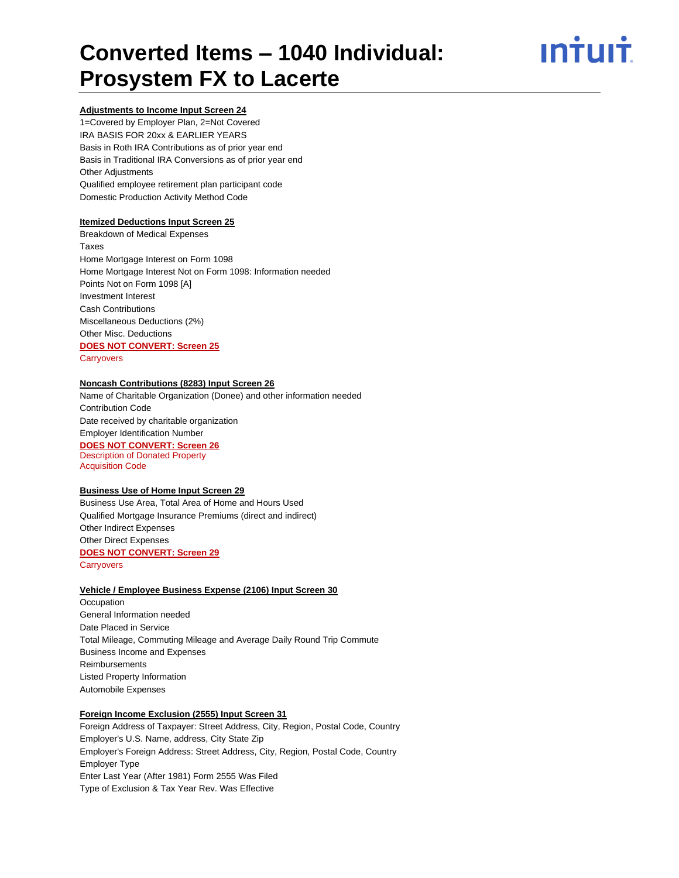# Converted Items – 1040 Individual: Prosystem FX to Lacerte

**Adjustments to Income Input Screen 24**

1=Covered by Employer Plan, 2=Not Covered
IRA BASIS FOR 20xx & EARLIER YEARS
Basis in Roth IRA Contributions as of prior year end
Basis in Traditional IRA Conversions as of prior year end
Other Adjustments
Qualified employee retirement plan participant code
Domestic Production Activity Method Code

**Itemized Deductions Input Screen 25**

Breakdown of Medical Expenses
Taxes
Home Mortgage Interest on Form 1098
Home Mortgage Interest Not on Form 1098: Information needed
Points Not on Form 1098 [A]
Investment Interest
Cash Contributions
Miscellaneous Deductions (2%)
Other Misc. Deductions

**DOES NOT CONVERT: Screen 25**

Carryovers

**Noncash Contributions (8283) Input Screen 26**

Name of Charitable Organization (Donee) and other information needed
Contribution Code
Date received by charitable organization
Employer Identification Number

**DOES NOT CONVERT: Screen 26**

Description of Donated Property
Acquisition Code

**Business Use of Home Input Screen 29**

Business Use Area, Total Area of Home and Hours Used
Qualified Mortgage Insurance Premiums (direct and indirect)
Other Indirect Expenses
Other Direct Expenses

**DOES NOT CONVERT: Screen 29**

Carryovers

**Vehicle / Employee Business Expense (2106) Input Screen 30**

Occupation
General Information needed
Date Placed in Service
Total Mileage, Commuting Mileage and Average Daily Round Trip Commute
Business Income and Expenses
Reimbursements
Listed Property Information
Automobile Expenses

**Foreign Income Exclusion (2555) Input Screen 31**

Foreign Address of Taxpayer: Street Address, City, Region, Postal Code, Country
Employer's U.S. Name, address, City State Zip
Employer's Foreign Address: Street Address, City, Region, Postal Code, Country
Employer Type
Enter Last Year (After 1981) Form 2555 Was Filed
Type of Exclusion & Tax Year Rev. Was Effective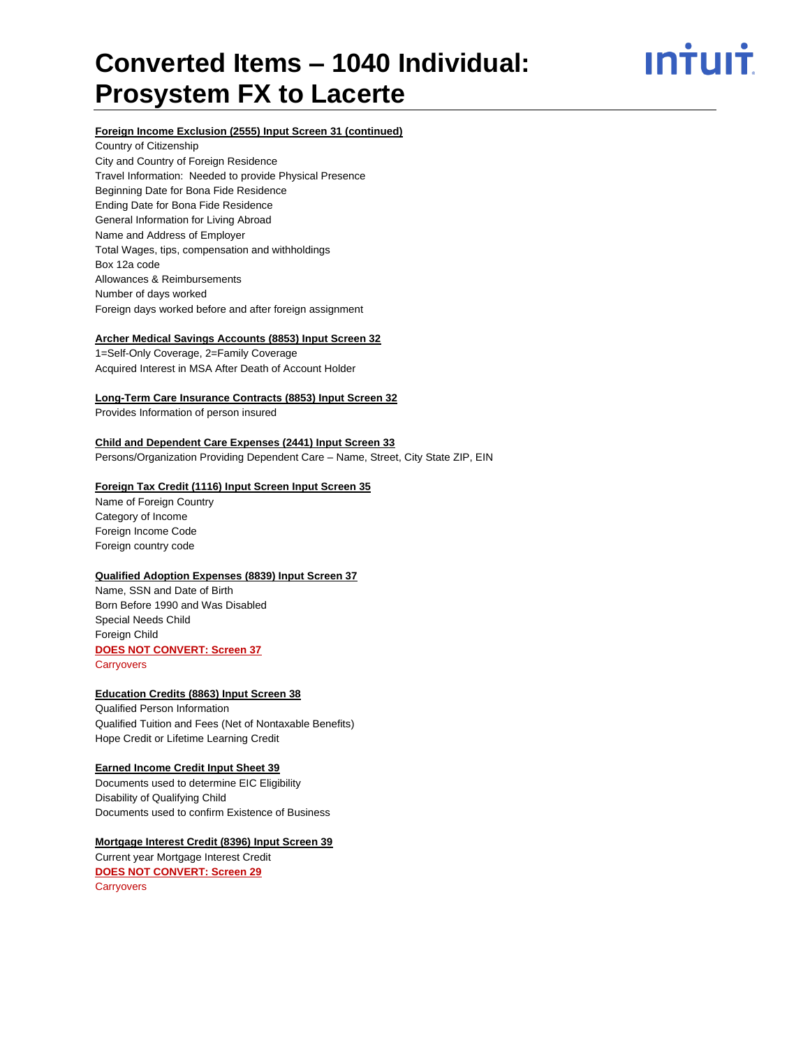**Foreign Income Exclusion (2555) Input Screen 31 (continued)**

Country of Citizenship
City and Country of Foreign Residence
Travel Information:  Needed to provide Physical Presence
Beginning Date for Bona Fide Residence
Ending Date for Bona Fide Residence
General Information for Living Abroad
Name and Address of Employer
Total Wages, tips, compensation and withholdings
Box 12a code
Allowances & Reimbursements
Number of days worked
Foreign days worked before and after foreign assignment

**Archer Medical Savings Accounts (8853) Input Screen 32**

1=Self-Only Coverage, 2=Family Coverage
Acquired Interest in MSA After Death of Account Holder

**Long-Term Care Insurance Contracts (8853) Input Screen 32**

Provides Information of person insured

**Child and Dependent Care Expenses (2441) Input Screen 33**

Persons/Organization Providing Dependent Care – Name, Street, City State ZIP, EIN

**Foreign Tax Credit (1116) Input Screen Input Screen 35**

Name of Foreign Country
Category of Income
Foreign Income Code
Foreign country code

**Qualified Adoption Expenses (8839) Input Screen 37**

Name, SSN and Date of Birth
Born Before 1990 and Was Disabled
Special Needs Child
Foreign Child

**DOES NOT CONVERT: Screen 37**

Carryovers

**Education Credits (8863) Input Screen 38**

Qualified Person Information
Qualified Tuition and Fees (Net of Nontaxable Benefits)
Hope Credit or Lifetime Learning Credit

**Earned Income Credit Input Sheet 39**

Documents used to determine EIC Eligibility
Disability of Qualifying Child
Documents used to confirm Existence of Business

**Mortgage Interest Credit (8396) Input Screen 39**

Current year Mortgage Interest Credit

**DOES NOT CONVERT: Screen 29**

Carryovers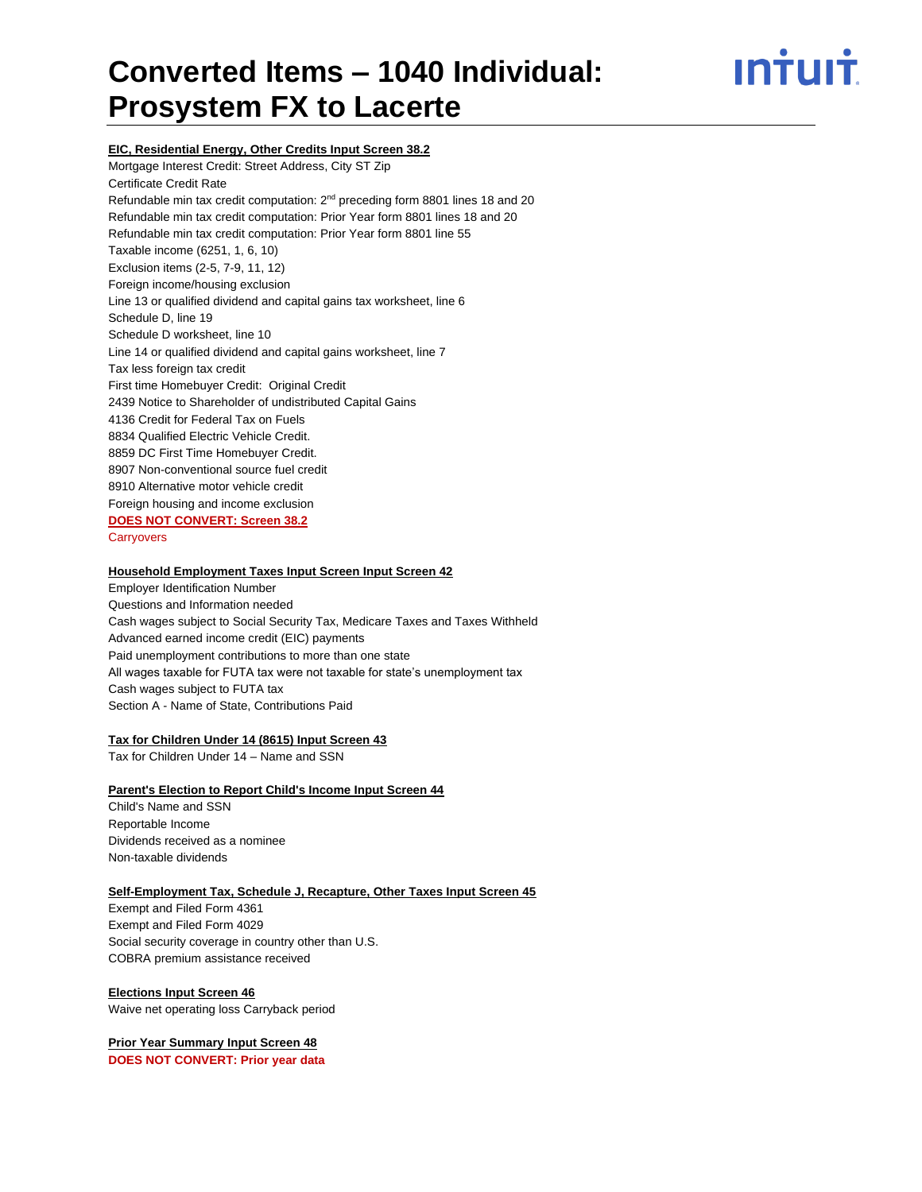**EIC, Residential Energy, Other Credits Input Screen 38.2**

Mortgage Interest Credit: Street Address, City ST Zip
Certificate Credit Rate
Refundable min tax credit computation: 2nd preceding form 8801 lines 18 and 20
Refundable min tax credit computation: Prior Year form 8801 lines 18 and 20
Refundable min tax credit computation: Prior Year form 8801 line 55
Taxable income (6251, 1, 6, 10)
Exclusion items (2-5, 7-9, 11, 12)
Foreign income/housing exclusion
Line 13 or qualified dividend and capital gains tax worksheet, line 6
Schedule D, line 19
Schedule D worksheet, line 10
Line 14 or qualified dividend and capital gains worksheet, line 7
Tax less foreign tax credit
First time Homebuyer Credit: Original Credit
2439 Notice to Shareholder of undistributed Capital Gains
4136 Credit for Federal Tax on Fuels
8834 Qualified Electric Vehicle Credit.
8859 DC First Time Homebuyer Credit.
8907 Non-conventional source fuel credit
8910 Alternative motor vehicle credit
Foreign housing and income exclusion

**DOES NOT CONVERT: Screen 38.2**

Carryovers

**Household Employment Taxes Input Screen Input Screen 42**

Employer Identification Number
Questions and Information needed
Cash wages subject to Social Security Tax, Medicare Taxes and Taxes Withheld
Advanced earned income credit (EIC) payments
Paid unemployment contributions to more than one state
All wages taxable for FUTA tax were not taxable for state's unemployment tax
Cash wages subject to FUTA tax
Section A - Name of State, Contributions Paid

**Tax for Children Under 14 (8615) Input Screen 43**

Tax for Children Under 14 – Name and SSN

**Parent's Election to Report Child's Income Input Screen 44**

Child's Name and SSN
Reportable Income
Dividends received as a nominee
Non-taxable dividends

**Self-Employment Tax, Schedule J, Recapture, Other Taxes Input Screen 45**

Exempt and Filed Form 4361
Exempt and Filed Form 4029
Social security coverage in country other than U.S.
COBRA premium assistance received

**Elections Input Screen 46**

Waive net operating loss Carryback period

**Prior Year Summary Input Screen 48**

**DOES NOT CONVERT: Prior year data**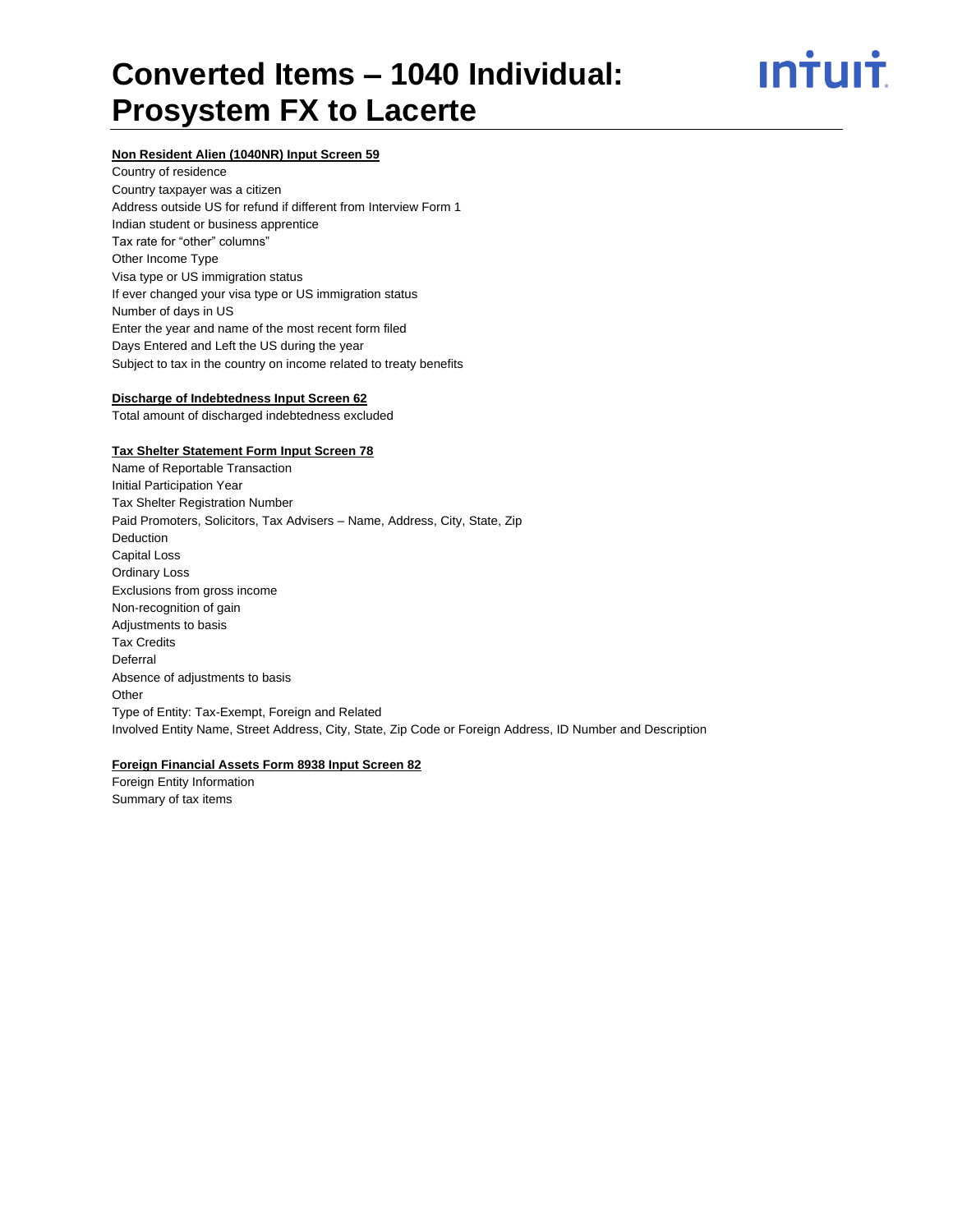# Converted Items – 1040 Individual: Prosystem FX to Lacerte

**Non Resident Alien (1040NR) Input Screen 59**

Country of residence
Country taxpayer was a citizen
Address outside US for refund if different from Interview Form 1
Indian student or business apprentice
Tax rate for "other" columns"
Other Income Type
Visa type or US immigration status
If ever changed your visa type or US immigration status
Number of days in US
Enter the year and name of the most recent form filed
Days Entered and Left the US during the year
Subject to tax in the country on income related to treaty benefits

**Discharge of Indebtedness Input Screen 62**

Total amount of discharged indebtedness excluded

**Tax Shelter Statement Form Input Screen 78**

Name of Reportable Transaction
Initial Participation Year
Tax Shelter Registration Number
Paid Promoters, Solicitors, Tax Advisers – Name, Address, City, State, Zip
Deduction
Capital Loss
Ordinary Loss
Exclusions from gross income
Non-recognition of gain
Adjustments to basis
Tax Credits
Deferral
Absence of adjustments to basis
Other
Type of Entity: Tax-Exempt, Foreign and Related
Involved Entity Name, Street Address, City, State, Zip Code or Foreign Address, ID Number and Description

**Foreign Financial Assets Form 8938 Input Screen 82**

Foreign Entity Information
Summary of tax items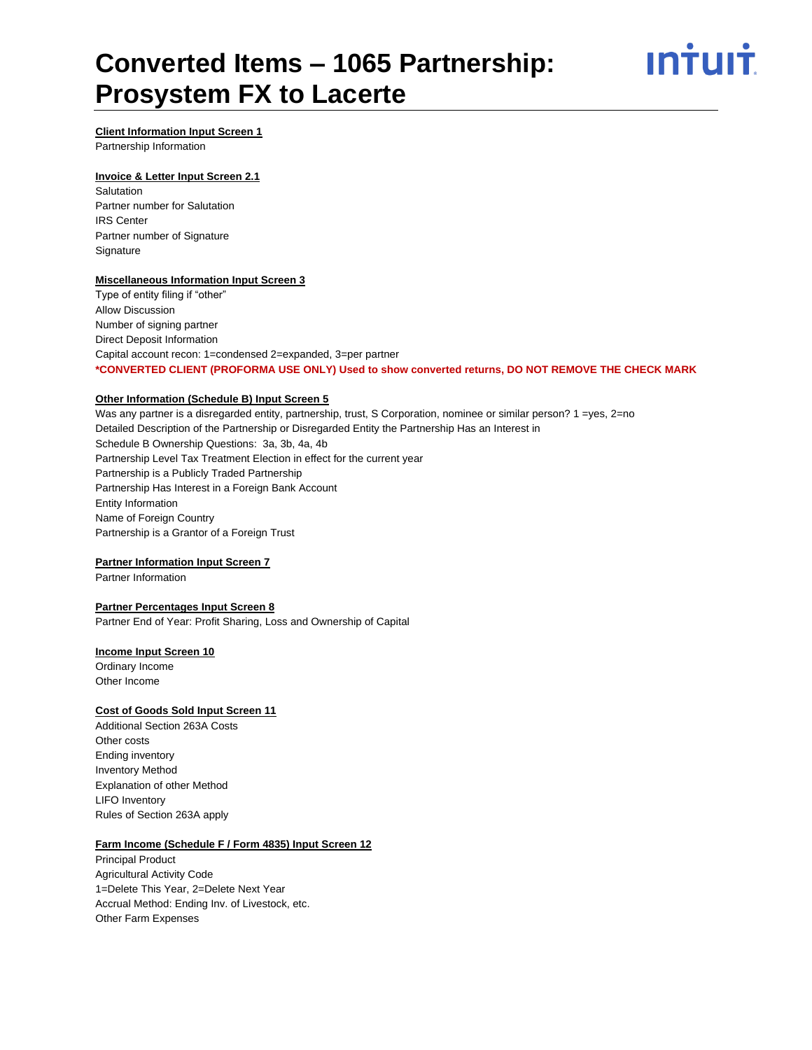# Converted Items – 1065 Partnership: Prosystem FX to Lacerte

**Client Information Input Screen 1**

Partnership Information

**Invoice & Letter Input Screen 2.1**

Salutation
Partner number for Salutation
IRS Center
Partner number of Signature
Signature

**Miscellaneous Information Input Screen 3**

Type of entity filing if "other"
Allow Discussion
Number of signing partner
Direct Deposit Information
Capital account recon: 1=condensed 2=expanded, 3=per partner
**\*CONVERTED CLIENT (PROFORMA USE ONLY) Used to show converted returns, DO NOT REMOVE THE CHECK MARK**

**Other Information (Schedule B) Input Screen 5**

Was any partner is a disregarded entity, partnership, trust, S Corporation, nominee or similar person? 1 =yes, 2=no
Detailed Description of the Partnership or Disregarded Entity the Partnership Has an Interest in
Schedule B Ownership Questions: 3a, 3b, 4a, 4b
Partnership Level Tax Treatment Election in effect for the current year
Partnership is a Publicly Traded Partnership
Partnership Has Interest in a Foreign Bank Account
Entity Information
Name of Foreign Country
Partnership is a Grantor of a Foreign Trust

**Partner Information Input Screen 7**

Partner Information

**Partner Percentages Input Screen 8**

Partner End of Year: Profit Sharing, Loss and Ownership of Capital

**Income Input Screen 10**

Ordinary Income
Other Income

**Cost of Goods Sold Input Screen 11**

Additional Section 263A Costs
Other costs
Ending inventory
Inventory Method
Explanation of other Method
LIFO Inventory
Rules of Section 263A apply

**Farm Income (Schedule F / Form 4835) Input Screen 12**

Principal Product
Agricultural Activity Code
1=Delete This Year, 2=Delete Next Year
Accrual Method: Ending Inv. of Livestock, etc.
Other Farm Expenses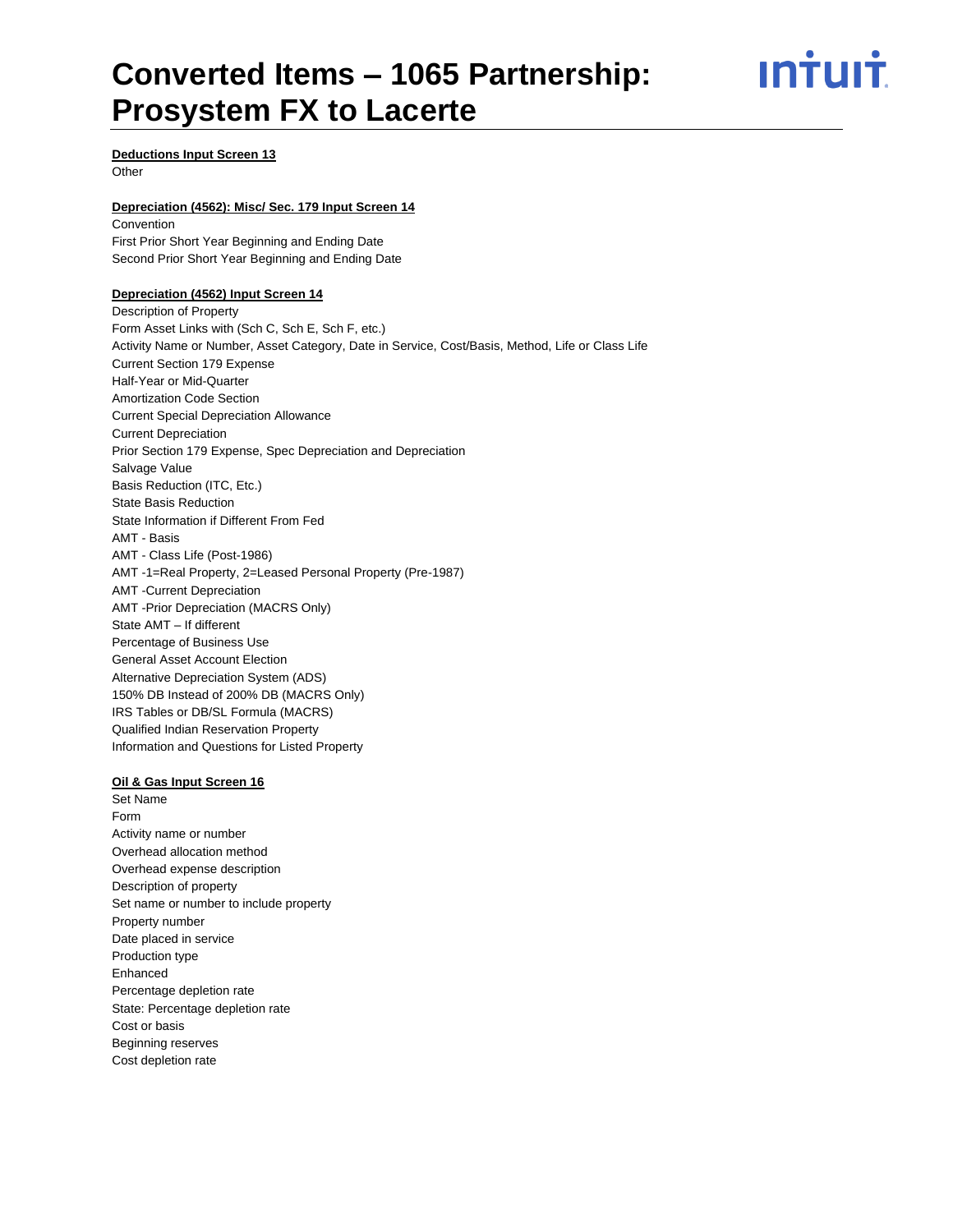**Deductions Input Screen 13**

Other

**Depreciation (4562): Misc/ Sec. 179 Input Screen 14**

Convention
First Prior Short Year Beginning and Ending Date
Second Prior Short Year Beginning and Ending Date

**Depreciation (4562) Input Screen 14**

Description of Property
Form Asset Links with (Sch C, Sch E, Sch F, etc.)
Activity Name or Number, Asset Category, Date in Service, Cost/Basis, Method, Life or Class Life
Current Section 179 Expense
Half-Year or Mid-Quarter
Amortization Code Section
Current Special Depreciation Allowance
Current Depreciation
Prior Section 179 Expense, Spec Depreciation and Depreciation
Salvage Value
Basis Reduction (ITC, Etc.)
State Basis Reduction
State Information if Different From Fed
AMT - Basis
AMT - Class Life (Post-1986)
AMT -1=Real Property, 2=Leased Personal Property (Pre-1987)
AMT -Current Depreciation
AMT -Prior Depreciation (MACRS Only)
State AMT – If different
Percentage of Business Use
General Asset Account Election
Alternative Depreciation System (ADS)
150% DB Instead of 200% DB (MACRS Only)
IRS Tables or DB/SL Formula (MACRS)
Qualified Indian Reservation Property
Information and Questions for Listed Property

**Oil & Gas Input Screen 16**

Set Name
Form
Activity name or number
Overhead allocation method
Overhead expense description
Description of property
Set name or number to include property
Property number
Date placed in service
Production type
Enhanced
Percentage depletion rate
State: Percentage depletion rate
Cost or basis
Beginning reserves
Cost depletion rate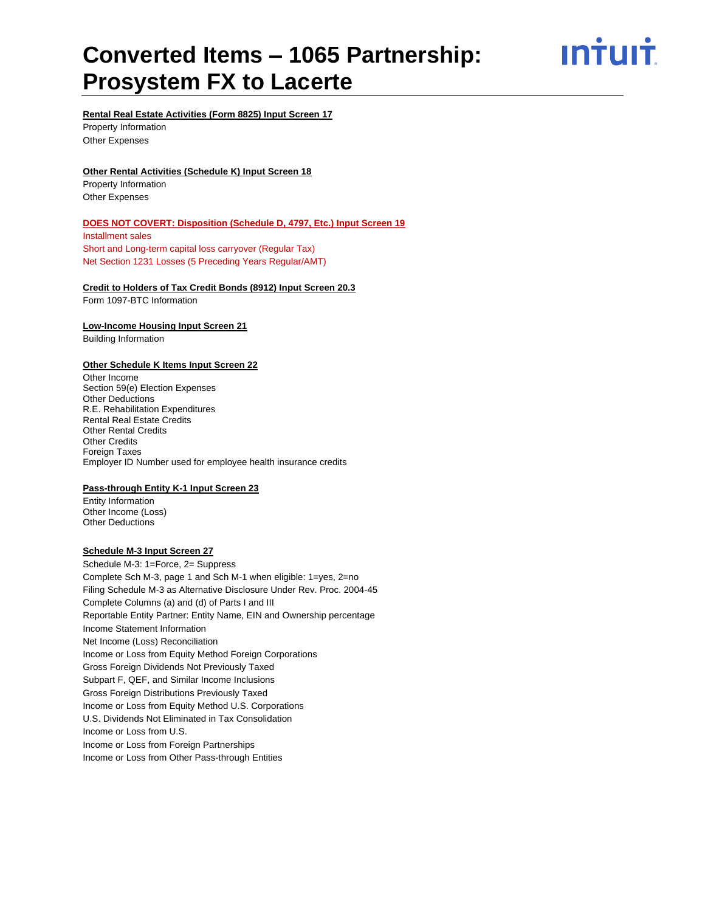# Converted Items – 1065 Partnership: Prosystem FX to Lacerte

**Rental Real Estate Activities (Form 8825) Input Screen 17**

Property Information
Other Expenses

**Other Rental Activities (Schedule K) Input Screen 18**

Property Information
Other Expenses

**DOES NOT COVERT: Disposition (Schedule D, 4797, Etc.) Input Screen 19**

Installment sales
Short and Long-term capital loss carryover (Regular Tax)
Net Section 1231 Losses (5 Preceding Years Regular/AMT)

**Credit to Holders of Tax Credit Bonds (8912) Input Screen 20.3**

Form 1097-BTC Information

**Low-Income Housing Input Screen 21**

Building Information

**Other Schedule K Items Input Screen 22**

Other Income
Section 59(e) Election Expenses
Other Deductions
R.E. Rehabilitation Expenditures
Rental Real Estate Credits
Other Rental Credits
Other Credits
Foreign Taxes
Employer ID Number used for employee health insurance credits

**Pass-through Entity K-1 Input Screen 23**

Entity Information
Other Income (Loss)
Other Deductions

**Schedule M-3 Input Screen 27**

Schedule M-3: 1=Force, 2= Suppress
Complete Sch M-3, page 1 and Sch M-1 when eligible: 1=yes, 2=no
Filing Schedule M-3 as Alternative Disclosure Under Rev. Proc. 2004-45
Complete Columns (a) and (d) of Parts I and III
Reportable Entity Partner: Entity Name, EIN and Ownership percentage
Income Statement Information
Net Income (Loss) Reconciliation
Income or Loss from Equity Method Foreign Corporations
Gross Foreign Dividends Not Previously Taxed
Subpart F, QEF, and Similar Income Inclusions
Gross Foreign Distributions Previously Taxed
Income or Loss from Equity Method U.S. Corporations
U.S. Dividends Not Eliminated in Tax Consolidation
Income or Loss from U.S.
Income or Loss from Foreign Partnerships
Income or Loss from Other Pass-through Entities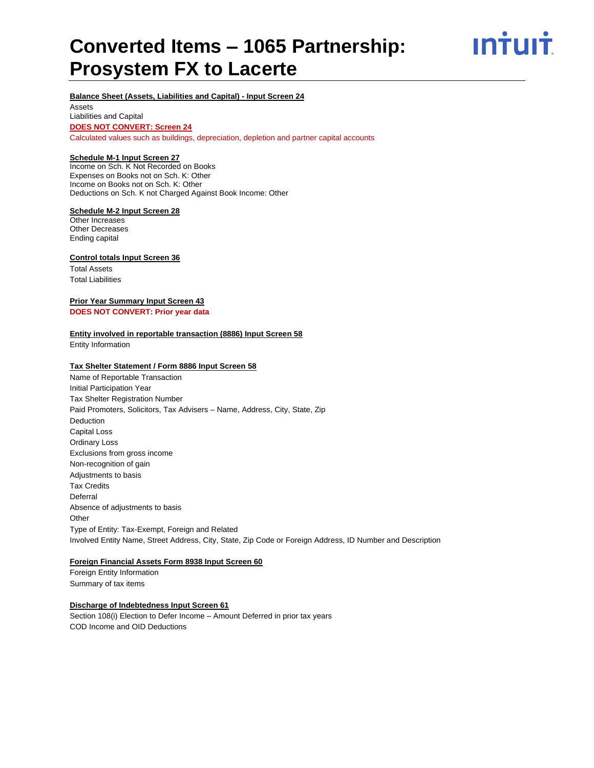# Converted Items – 1065 Partnership: Prosystem FX to Lacerte

**Balance Sheet (Assets, Liabilities and Capital) - Input Screen 24**

Assets
Liabilities and Capital

**DOES NOT CONVERT: Screen 24**

Calculated values such as buildings, depreciation, depletion and partner capital accounts

**Schedule M-1 Input Screen 27**

Income on Sch. K Not Recorded on Books
Expenses on Books not on Sch. K: Other
Income on Books not on Sch. K: Other
Deductions on Sch. K not Charged Against Book Income: Other

**Schedule M-2 Input Screen 28**

Other Increases
Other Decreases
Ending capital

**Control totals Input Screen 36**

Total Assets
Total Liabilities

**Prior Year Summary Input Screen 43**

**DOES NOT CONVERT: Prior year data**

**Entity involved in reportable transaction (8886) Input Screen 58**

Entity Information

**Tax Shelter Statement / Form 8886 Input Screen 58**

Name of Reportable Transaction
Initial Participation Year
Tax Shelter Registration Number
Paid Promoters, Solicitors, Tax Advisers – Name, Address, City, State, Zip
Deduction
Capital Loss
Ordinary Loss
Exclusions from gross income
Non-recognition of gain
Adjustments to basis
Tax Credits
Deferral
Absence of adjustments to basis
Other
Type of Entity: Tax-Exempt, Foreign and Related
Involved Entity Name, Street Address, City, State, Zip Code or Foreign Address, ID Number and Description

**Foreign Financial Assets Form 8938 Input Screen 60**

Foreign Entity Information
Summary of tax items

**Discharge of Indebtedness Input Screen 61**

Section 108(i) Election to Defer Income – Amount Deferred in prior tax years
COD Income and OID Deductions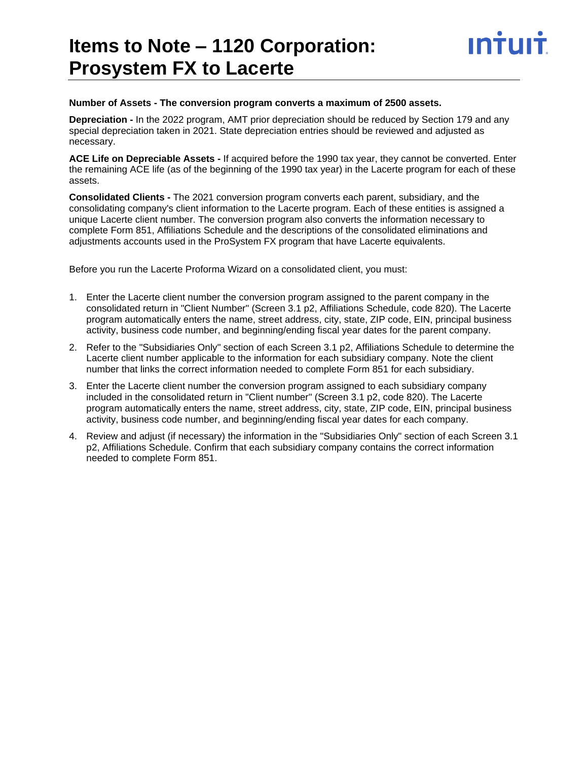# Items to Note – 1120 Corporation: Prosystem FX to Lacerte

**Number of Assets - The conversion program converts a maximum of 2500 assets.**

**Depreciation -** In the 2022 program, AMT prior depreciation should be reduced by Section 179 and any special depreciation taken in 2021. State depreciation entries should be reviewed and adjusted as necessary.

**ACE Life on Depreciable Assets -** If acquired before the 1990 tax year, they cannot be converted. Enter the remaining ACE life (as of the beginning of the 1990 tax year) in the Lacerte program for each of these assets.

**Consolidated Clients -** The 2021 conversion program converts each parent, subsidiary, and the consolidating company's client information to the Lacerte program. Each of these entities is assigned a unique Lacerte client number. The conversion program also converts the information necessary to complete Form 851, Affiliations Schedule and the descriptions of the consolidated eliminations and adjustments accounts used in the ProSystem FX program that have Lacerte equivalents.

Before you run the Lacerte Proforma Wizard on a consolidated client, you must:

1. Enter the Lacerte client number the conversion program assigned to the parent company in the consolidated return in "Client Number" (Screen 3.1 p2, Affiliations Schedule, code 820). The Lacerte program automatically enters the name, street address, city, state, ZIP code, EIN, principal business activity, business code number, and beginning/ending fiscal year dates for the parent company.
2. Refer to the "Subsidiaries Only" section of each Screen 3.1 p2, Affiliations Schedule to determine the Lacerte client number applicable to the information for each subsidiary company. Note the client number that links the correct information needed to complete Form 851 for each subsidiary.
3. Enter the Lacerte client number the conversion program assigned to each subsidiary company included in the consolidated return in "Client number" (Screen 3.1 p2, code 820). The Lacerte program automatically enters the name, street address, city, state, ZIP code, EIN, principal business activity, business code number, and beginning/ending fiscal year dates for each company.
4. Review and adjust (if necessary) the information in the "Subsidiaries Only" section of each Screen 3.1 p2, Affiliations Schedule. Confirm that each subsidiary company contains the correct information needed to complete Form 851.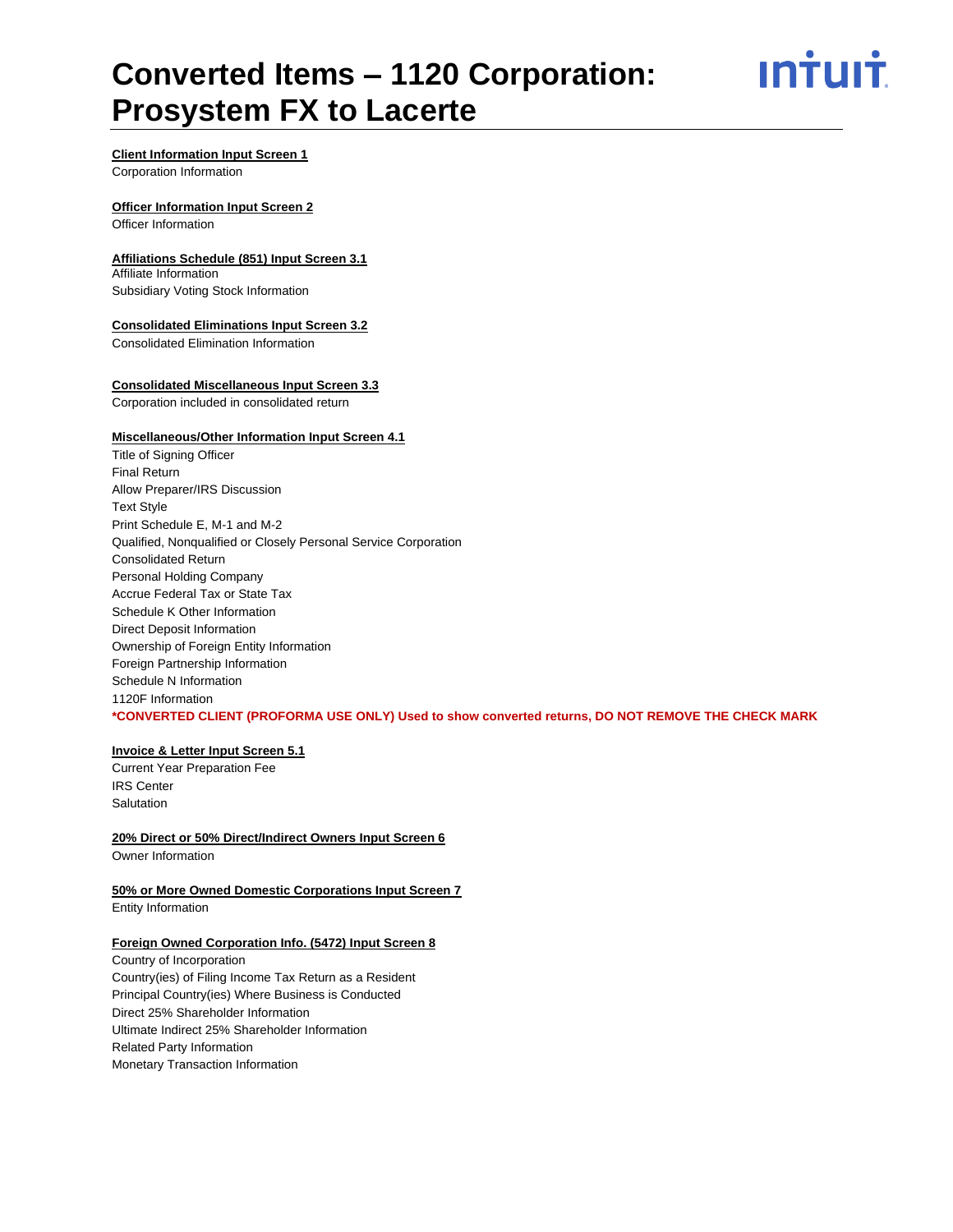# Converted Items – 1120 Corporation: Prosystem FX to Lacerte

**Client Information Input Screen 1**

Corporation Information

**Officer Information Input Screen 2**

Officer Information

**Affiliations Schedule (851) Input Screen 3.1**

Affiliate Information
Subsidiary Voting Stock Information

**Consolidated Eliminations Input Screen 3.2**

Consolidated Elimination Information

**Consolidated Miscellaneous Input Screen 3.3**

Corporation included in consolidated return

**Miscellaneous/Other Information Input Screen 4.1**

Title of Signing Officer
Final Return
Allow Preparer/IRS Discussion
Text Style
Print Schedule E, M-1 and M-2
Qualified, Nonqualified or Closely Personal Service Corporation
Consolidated Return
Personal Holding Company
Accrue Federal Tax or State Tax
Schedule K Other Information
Direct Deposit Information
Ownership of Foreign Entity Information
Foreign Partnership Information
Schedule N Information
1120F Information
**\*CONVERTED CLIENT (PROFORMA USE ONLY) Used to show converted returns, DO NOT REMOVE THE CHECK MARK**

**Invoice & Letter Input Screen 5.1**

Current Year Preparation Fee
IRS Center
Salutation

**20% Direct or 50% Direct/Indirect Owners Input Screen 6**

Owner Information

**50% or More Owned Domestic Corporations Input Screen 7**

Entity Information

**Foreign Owned Corporation Info. (5472) Input Screen 8**

Country of Incorporation
Country(ies) of Filing Income Tax Return as a Resident
Principal Country(ies) Where Business is Conducted
Direct 25% Shareholder Information
Ultimate Indirect 25% Shareholder Information
Related Party Information
Monetary Transaction Information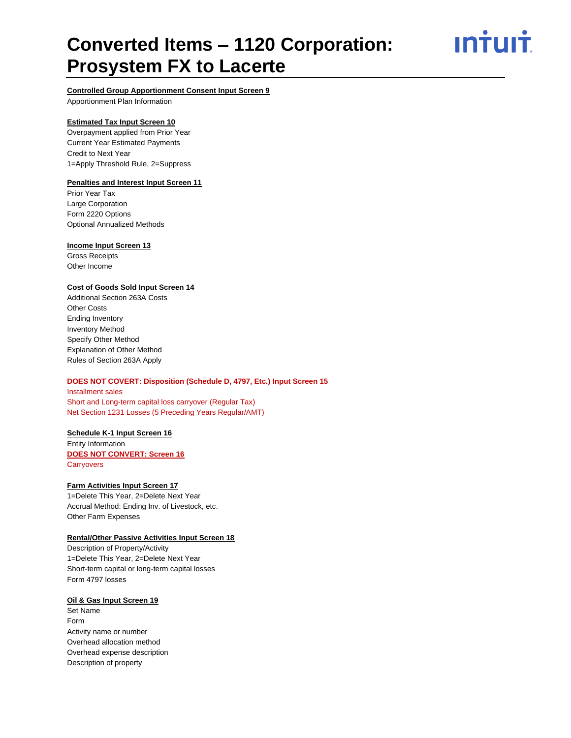# Converted Items – 1120 Corporation: Prosystem FX to Lacerte

**Controlled Group Apportionment Consent Input Screen 9**

Apportionment Plan Information

**Estimated Tax Input Screen 10**

Overpayment applied from Prior Year
Current Year Estimated Payments
Credit to Next Year
1=Apply Threshold Rule, 2=Suppress

**Penalties and Interest Input Screen 11**

Prior Year Tax
Large Corporation
Form 2220 Options
Optional Annualized Methods

**Income Input Screen 13**

Gross Receipts
Other Income

**Cost of Goods Sold Input Screen 14**

Additional Section 263A Costs
Other Costs
Ending Inventory
Inventory Method
Specify Other Method
Explanation of Other Method
Rules of Section 263A Apply

**DOES NOT COVERT: Disposition (Schedule D, 4797, Etc.) Input Screen 15**

Installment sales
Short and Long-term capital loss carryover (Regular Tax)
Net Section 1231 Losses (5 Preceding Years Regular/AMT)

**Schedule K-1 Input Screen 16**

Entity Information

**DOES NOT CONVERT: Screen 16**

Carryovers

**Farm Activities Input Screen 17**

1=Delete This Year, 2=Delete Next Year
Accrual Method: Ending Inv. of Livestock, etc.
Other Farm Expenses

**Rental/Other Passive Activities Input Screen 18**

Description of Property/Activity
1=Delete This Year, 2=Delete Next Year
Short-term capital or long-term capital losses
Form 4797 losses

**Oil & Gas Input Screen 19**

Set Name
Form
Activity name or number
Overhead allocation method
Overhead expense description
Description of property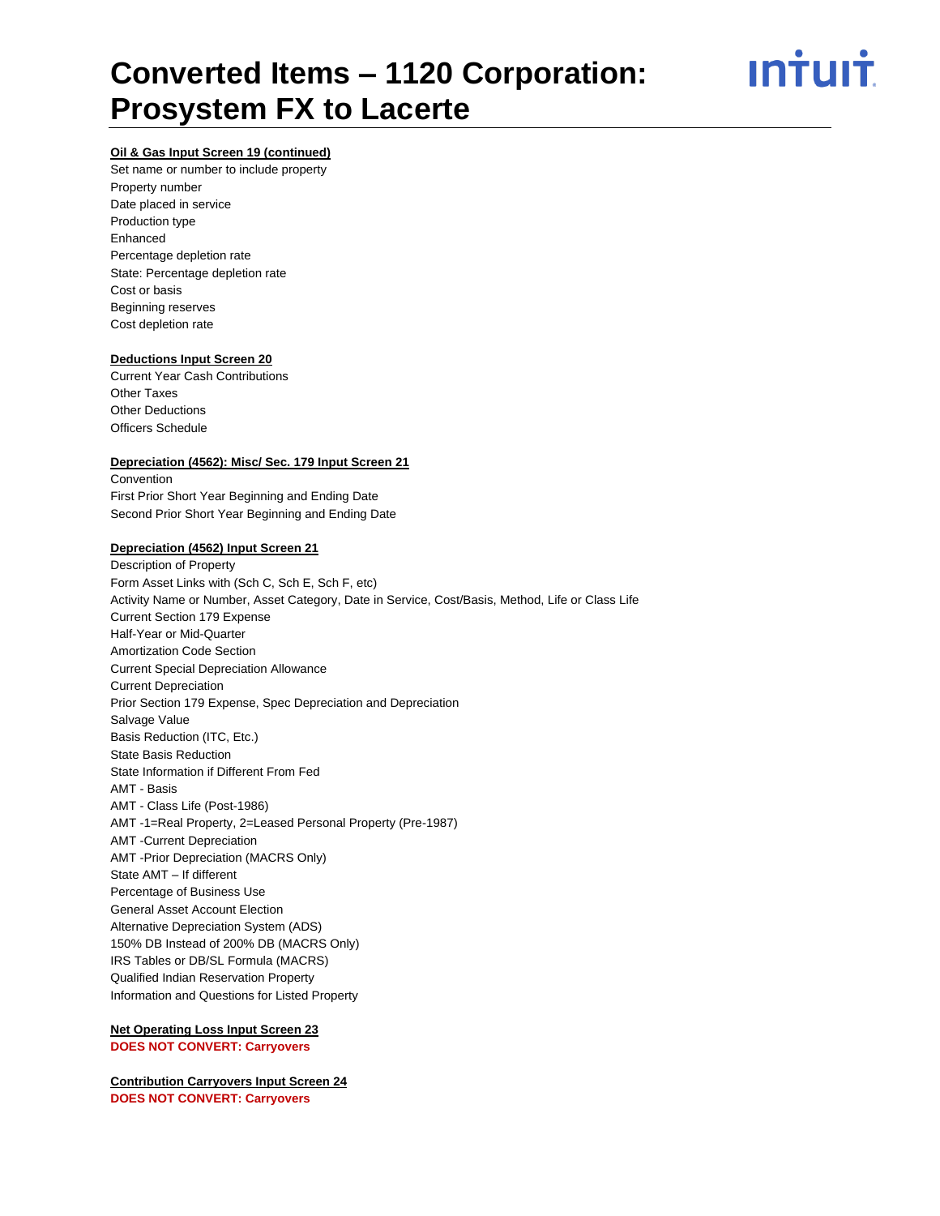# Converted Items – 1120 Corporation: Prosystem FX to Lacerte

**Oil & Gas Input Screen 19 (continued)**

Set name or number to include property
Property number
Date placed in service
Production type
Enhanced
Percentage depletion rate
State: Percentage depletion rate
Cost or basis
Beginning reserves
Cost depletion rate

**Deductions Input Screen 20**

Current Year Cash Contributions
Other Taxes
Other Deductions
Officers Schedule

**Depreciation (4562): Misc/ Sec. 179 Input Screen 21**

Convention
First Prior Short Year Beginning and Ending Date
Second Prior Short Year Beginning and Ending Date

**Depreciation (4562) Input Screen 21**

Description of Property
Form Asset Links with (Sch C, Sch E, Sch F, etc)
Activity Name or Number, Asset Category, Date in Service, Cost/Basis, Method, Life or Class Life
Current Section 179 Expense
Half-Year or Mid-Quarter
Amortization Code Section
Current Special Depreciation Allowance
Current Depreciation
Prior Section 179 Expense, Spec Depreciation and Depreciation
Salvage Value
Basis Reduction (ITC, Etc.)
State Basis Reduction
State Information if Different From Fed
AMT - Basis
AMT - Class Life (Post-1986)
AMT -1=Real Property, 2=Leased Personal Property (Pre-1987)
AMT -Current Depreciation
AMT -Prior Depreciation (MACRS Only)
State AMT – If different
Percentage of Business Use
General Asset Account Election
Alternative Depreciation System (ADS)
150% DB Instead of 200% DB (MACRS Only)
IRS Tables or DB/SL Formula (MACRS)
Qualified Indian Reservation Property
Information and Questions for Listed Property

**Net Operating Loss Input Screen 23**

**DOES NOT CONVERT: Carryovers**

**Contribution Carryovers Input Screen 24**

**DOES NOT CONVERT: Carryovers**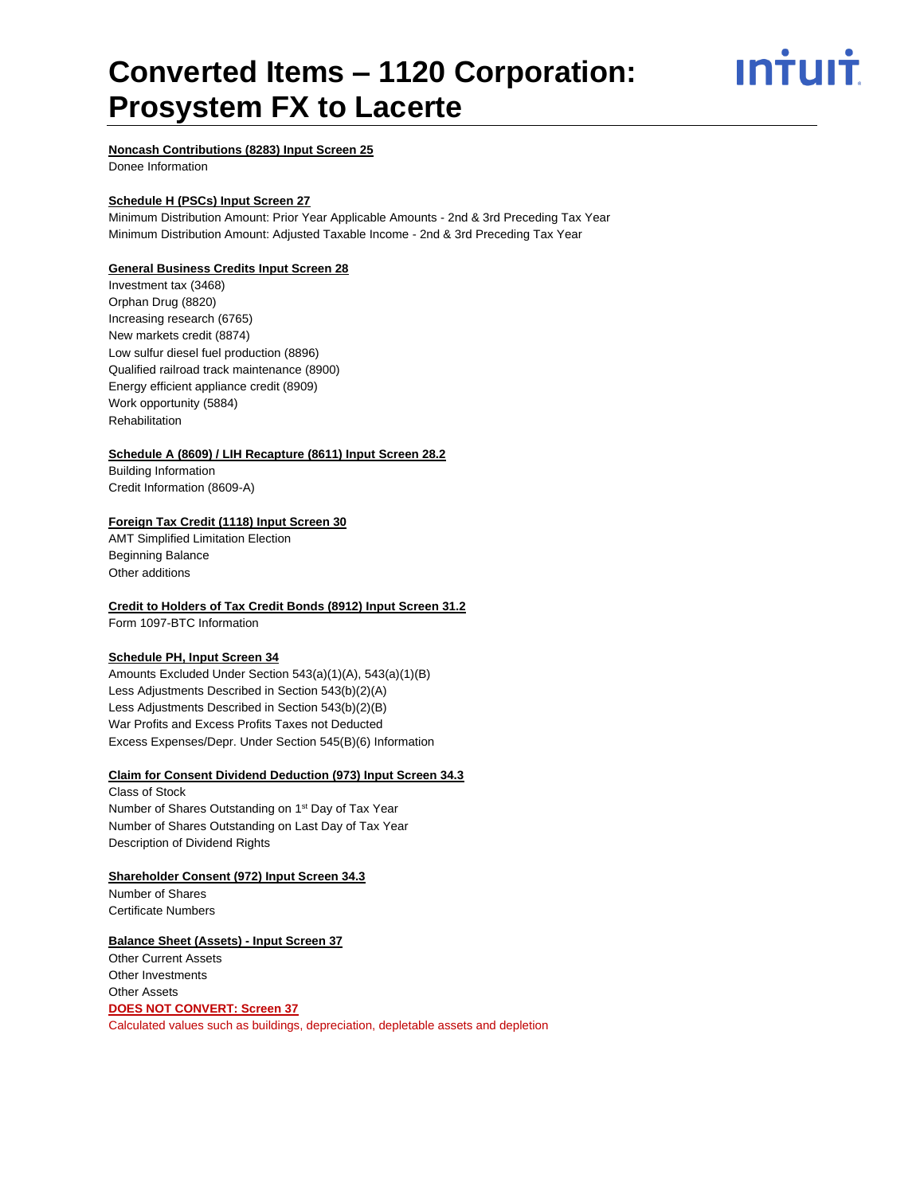# Converted Items – 1120 Corporation: Prosystem FX to Lacerte

**Noncash Contributions (8283) Input Screen 25**

Donee Information

**Schedule H (PSCs) Input Screen 27**

Minimum Distribution Amount: Prior Year Applicable Amounts - 2nd & 3rd Preceding Tax Year
Minimum Distribution Amount: Adjusted Taxable Income - 2nd & 3rd Preceding Tax Year

**General Business Credits Input Screen 28**

Investment tax (3468)
Orphan Drug (8820)
Increasing research (6765)
New markets credit (8874)
Low sulfur diesel fuel production (8896)
Qualified railroad track maintenance (8900)
Energy efficient appliance credit (8909)
Work opportunity (5884)
Rehabilitation

**Schedule A (8609) / LIH Recapture (8611) Input Screen 28.2**

Building Information
Credit Information (8609-A)

**Foreign Tax Credit (1118) Input Screen 30**

AMT Simplified Limitation Election
Beginning Balance
Other additions

**Credit to Holders of Tax Credit Bonds (8912) Input Screen 31.2**

Form 1097-BTC Information

**Schedule PH, Input Screen 34**

Amounts Excluded Under Section 543(a)(1)(A), 543(a)(1)(B)
Less Adjustments Described in Section 543(b)(2)(A)
Less Adjustments Described in Section 543(b)(2)(B)
War Profits and Excess Profits Taxes not Deducted
Excess Expenses/Depr. Under Section 545(B)(6) Information

**Claim for Consent Dividend Deduction (973) Input Screen 34.3**

Class of Stock
Number of Shares Outstanding on 1st Day of Tax Year
Number of Shares Outstanding on Last Day of Tax Year
Description of Dividend Rights

**Shareholder Consent (972) Input Screen 34.3**

Number of Shares
Certificate Numbers

**Balance Sheet (Assets) - Input Screen 37**

Other Current Assets
Other Investments
Other Assets

**DOES NOT CONVERT: Screen 37**

Calculated values such as buildings, depreciation, depletable assets and depletion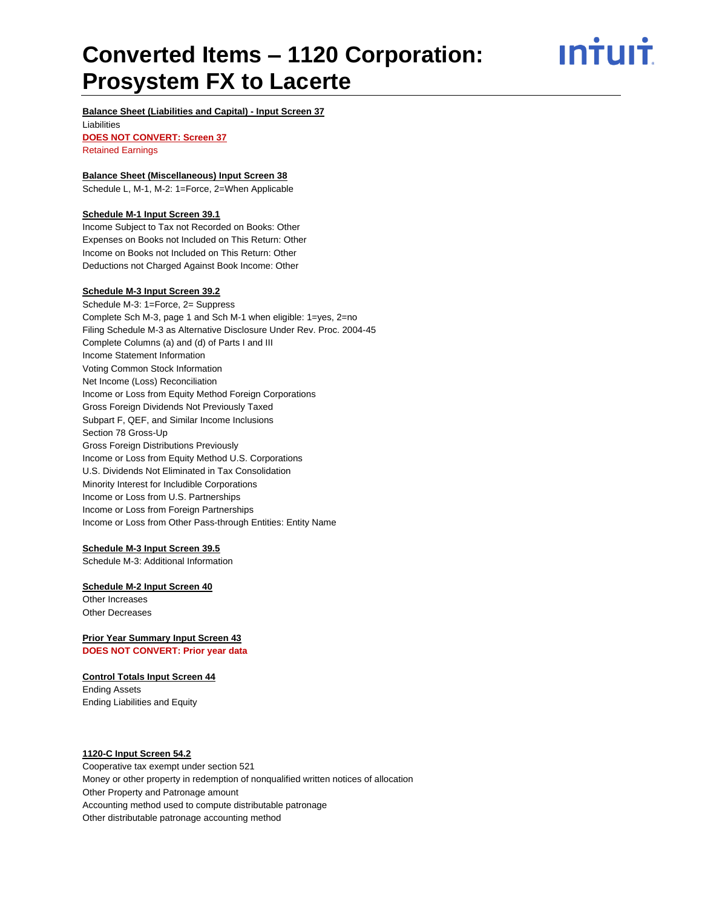# Converted Items – 1120 Corporation: Prosystem FX to Lacerte

**Balance Sheet (Liabilities and Capital) - Input Screen 37**

Liabilities

**DOES NOT CONVERT: Screen 37**

Retained Earnings

**Balance Sheet (Miscellaneous) Input Screen 38**

Schedule L, M-1, M-2: 1=Force, 2=When Applicable

**Schedule M-1 Input Screen 39.1**

Income Subject to Tax not Recorded on Books: Other

Expenses on Books not Included on This Return: Other

Income on Books not Included on This Return: Other

Deductions not Charged Against Book Income: Other

**Schedule M-3 Input Screen 39.2**

Schedule M-3: 1=Force, 2= Suppress

Complete Sch M-3, page 1 and Sch M-1 when eligible: 1=yes, 2=no

Filing Schedule M-3 as Alternative Disclosure Under Rev. Proc. 2004-45

Complete Columns (a) and (d) of Parts I and III

Income Statement Information

Voting Common Stock Information

Net Income (Loss) Reconciliation

Income or Loss from Equity Method Foreign Corporations

Gross Foreign Dividends Not Previously Taxed

Subpart F, QEF, and Similar Income Inclusions

Section 78 Gross-Up

Gross Foreign Distributions Previously

Income or Loss from Equity Method U.S. Corporations

U.S. Dividends Not Eliminated in Tax Consolidation

Minority Interest for Includible Corporations

Income or Loss from U.S. Partnerships

Income or Loss from Foreign Partnerships

Income or Loss from Other Pass-through Entities: Entity Name

**Schedule M-3 Input Screen 39.5**

Schedule M-3: Additional Information

**Schedule M-2 Input Screen 40**

Other Increases

Other Decreases

**Prior Year Summary Input Screen 43**

**DOES NOT CONVERT: Prior year data**

**Control Totals Input Screen 44**

Ending Assets

Ending Liabilities and Equity

**1120-C Input Screen 54.2**

Cooperative tax exempt under section 521

Money or other property in redemption of nonqualified written notices of allocation

Other Property and Patronage amount

Accounting method used to compute distributable patronage

Other distributable patronage accounting method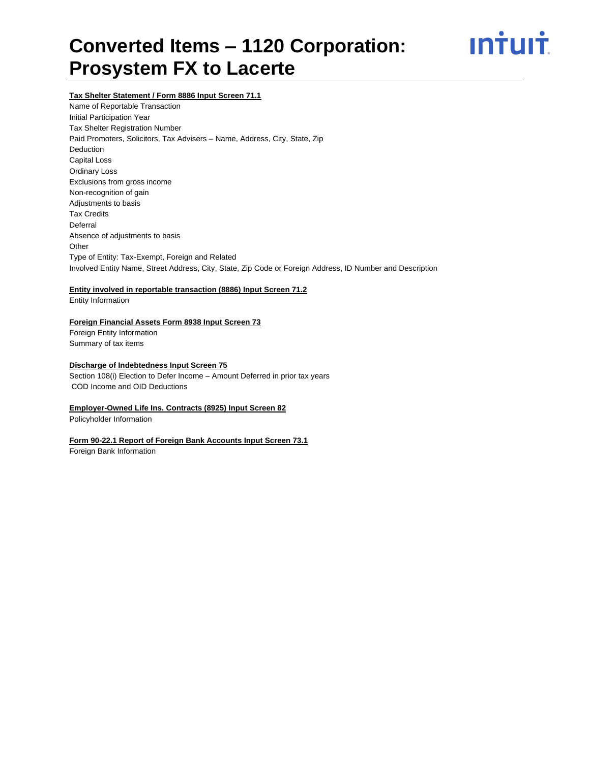# Converted Items – 1120 Corporation: Prosystem FX to Lacerte

**Tax Shelter Statement / Form 8886 Input Screen 71.1**

Name of Reportable Transaction
Initial Participation Year
Tax Shelter Registration Number
Paid Promoters, Solicitors, Tax Advisers – Name, Address, City, State, Zip
Deduction
Capital Loss
Ordinary Loss
Exclusions from gross income
Non-recognition of gain
Adjustments to basis
Tax Credits
Deferral
Absence of adjustments to basis
Other
Type of Entity: Tax-Exempt, Foreign and Related
Involved Entity Name, Street Address, City, State, Zip Code or Foreign Address, ID Number and Description

**Entity involved in reportable transaction (8886) Input Screen 71.2**

Entity Information

**Foreign Financial Assets Form 8938 Input Screen 73**

Foreign Entity Information
Summary of tax items

**Discharge of Indebtedness Input Screen 75**

Section 108(i) Election to Defer Income – Amount Deferred in prior tax years
COD Income and OID Deductions

**Employer-Owned Life Ins. Contracts (8925) Input Screen 82**

Policyholder Information

**Form 90-22.1 Report of Foreign Bank Accounts Input Screen 73.1**

Foreign Bank Information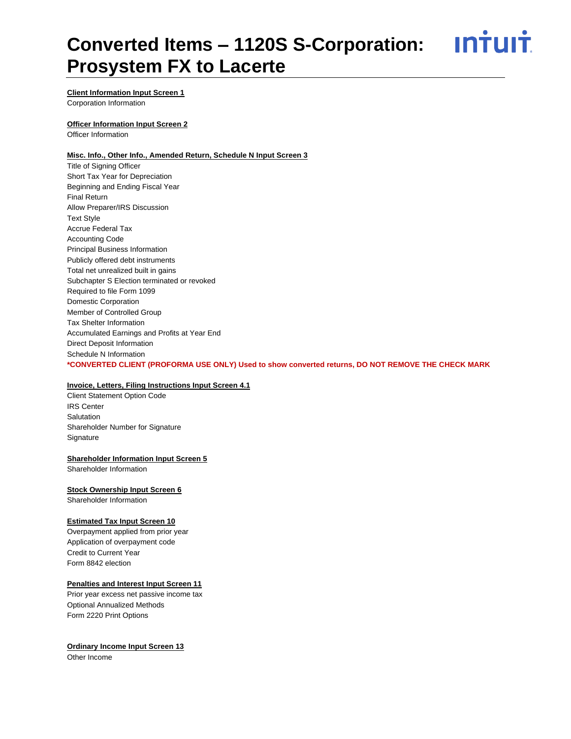# Converted Items – 1120S S-Corporation: Prosystem FX to Lacerte

**Client Information Input Screen 1**

Corporation Information

**Officer Information Input Screen 2**

Officer Information

**Misc. Info., Other Info., Amended Return, Schedule N Input Screen 3**

Title of Signing Officer
Short Tax Year for Depreciation
Beginning and Ending Fiscal Year
Final Return
Allow Preparer/IRS Discussion
Text Style
Accrue Federal Tax
Accounting Code
Principal Business Information
Publicly offered debt instruments
Total net unrealized built in gains
Subchapter S Election terminated or revoked
Required to file Form 1099
Domestic Corporation
Member of Controlled Group
Tax Shelter Information
Accumulated Earnings and Profits at Year End
Direct Deposit Information
Schedule N Information
**\*CONVERTED CLIENT (PROFORMA USE ONLY) Used to show converted returns, DO NOT REMOVE THE CHECK MARK**

**Invoice, Letters, Filing Instructions Input Screen 4.1**

Client Statement Option Code
IRS Center
Salutation
Shareholder Number for Signature
Signature

**Shareholder Information Input Screen 5**

Shareholder Information

**Stock Ownership Input Screen 6**

Shareholder Information

**Estimated Tax Input Screen 10**

Overpayment applied from prior year
Application of overpayment code
Credit to Current Year
Form 8842 election

**Penalties and Interest Input Screen 11**

Prior year excess net passive income tax
Optional Annualized Methods
Form 2220 Print Options

**Ordinary Income Input Screen 13**

Other Income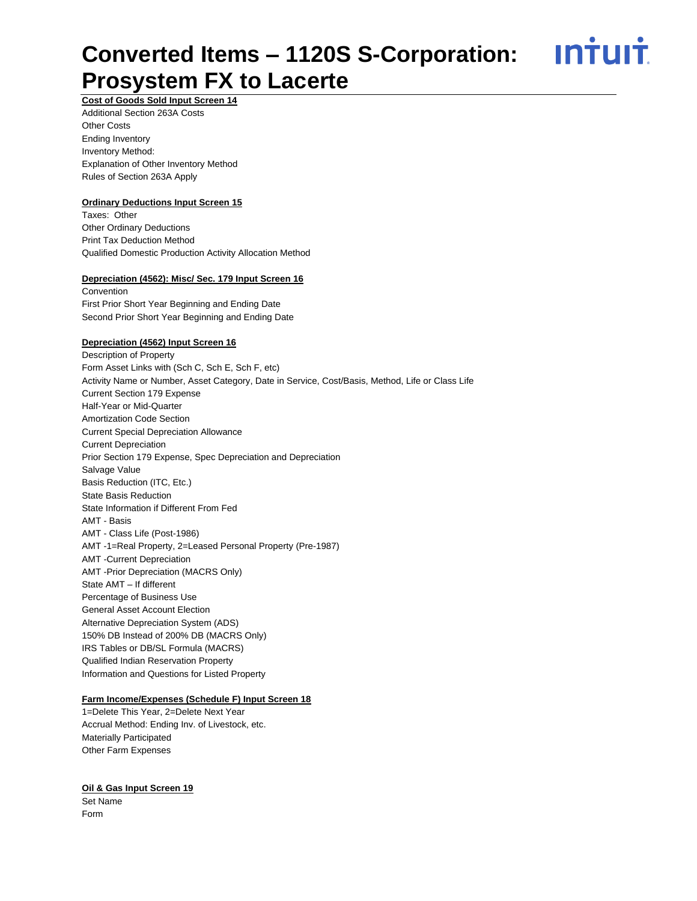# Converted Items – 1120S S-Corporation: Prosystem FX to Lacerte

**Cost of Goods Sold Input Screen 14**

Additional Section 263A Costs
Other Costs
Ending Inventory
Inventory Method:
Explanation of Other Inventory Method
Rules of Section 263A Apply

**Ordinary Deductions Input Screen 15**

Taxes: Other
Other Ordinary Deductions
Print Tax Deduction Method
Qualified Domestic Production Activity Allocation Method

**Depreciation (4562): Misc/ Sec. 179 Input Screen 16**

Convention
First Prior Short Year Beginning and Ending Date
Second Prior Short Year Beginning and Ending Date

**Depreciation (4562) Input Screen 16**

Description of Property
Form Asset Links with (Sch C, Sch E, Sch F, etc)
Activity Name or Number, Asset Category, Date in Service, Cost/Basis, Method, Life or Class Life
Current Section 179 Expense
Half-Year or Mid-Quarter
Amortization Code Section
Current Special Depreciation Allowance
Current Depreciation
Prior Section 179 Expense, Spec Depreciation and Depreciation
Salvage Value
Basis Reduction (ITC, Etc.)
State Basis Reduction
State Information if Different From Fed
AMT - Basis
AMT - Class Life (Post-1986)
AMT -1=Real Property, 2=Leased Personal Property (Pre-1987)
AMT -Current Depreciation
AMT -Prior Depreciation (MACRS Only)
State AMT – If different
Percentage of Business Use
General Asset Account Election
Alternative Depreciation System (ADS)
150% DB Instead of 200% DB (MACRS Only)
IRS Tables or DB/SL Formula (MACRS)
Qualified Indian Reservation Property
Information and Questions for Listed Property

**Farm Income/Expenses (Schedule F) Input Screen 18**

1=Delete This Year, 2=Delete Next Year
Accrual Method: Ending Inv. of Livestock, etc.
Materially Participated
Other Farm Expenses

**Oil & Gas Input Screen 19**

Set Name
Form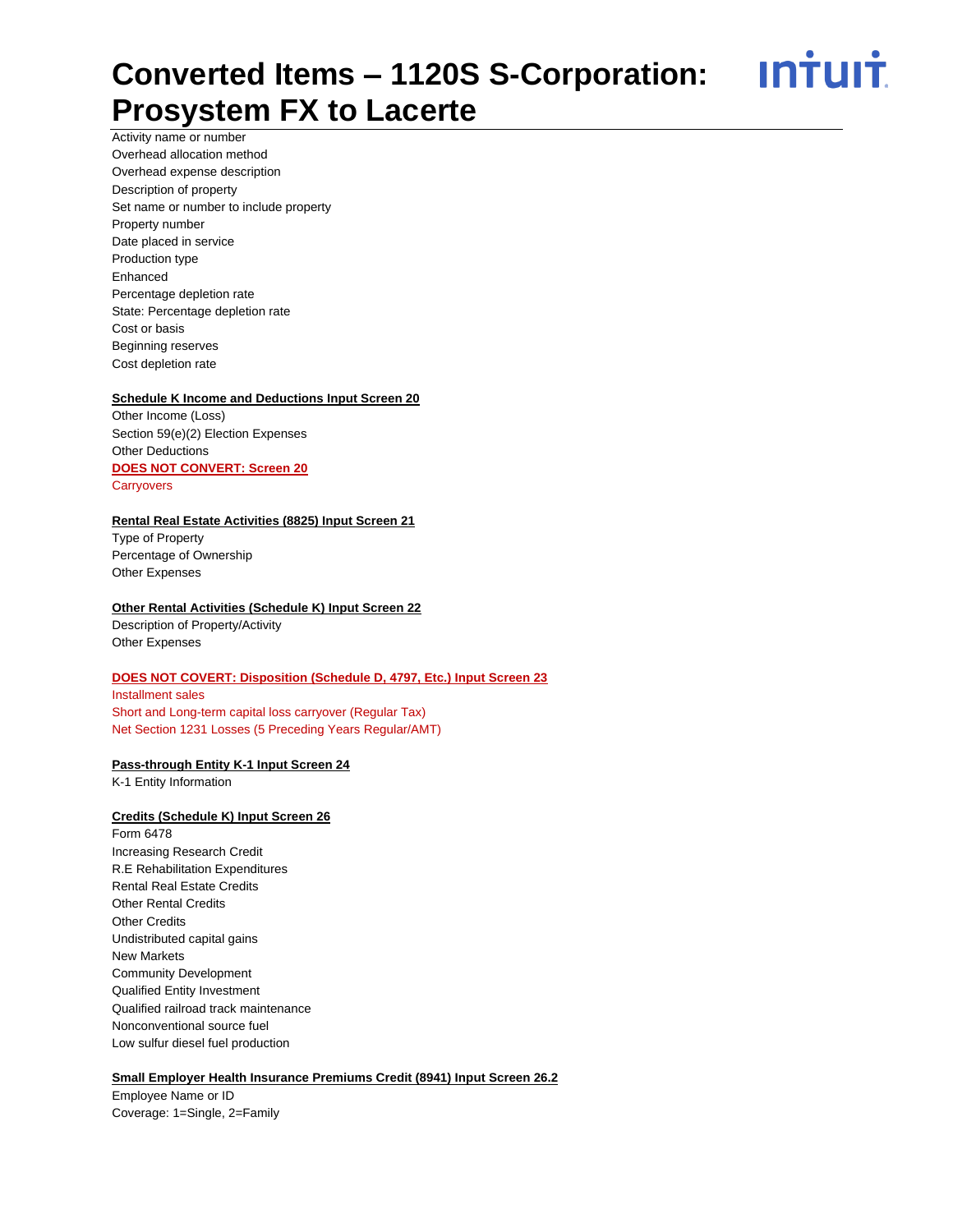Activity name or number
Overhead allocation method
Overhead expense description
Description of property
Set name or number to include property
Property number
Date placed in service
Production type
Enhanced
Percentage depletion rate
State: Percentage depletion rate
Cost or basis
Beginning reserves
Cost depletion rate

**Schedule K Income and Deductions Input Screen 20**

Other Income (Loss)
Section 59(e)(2) Election Expenses
Other Deductions

**DOES NOT CONVERT: Screen 20**

Carryovers

**Rental Real Estate Activities (8825) Input Screen 21**

Type of Property
Percentage of Ownership
Other Expenses

**Other Rental Activities (Schedule K) Input Screen 22**

Description of Property/Activity
Other Expenses

**DOES NOT COVERT: Disposition (Schedule D, 4797, Etc.) Input Screen 23**

Installment sales
Short and Long-term capital loss carryover (Regular Tax)
Net Section 1231 Losses (5 Preceding Years Regular/AMT)

**Pass-through Entity K-1 Input Screen 24**

K-1 Entity Information

**Credits (Schedule K) Input Screen 26**

Form 6478
Increasing Research Credit
R.E Rehabilitation Expenditures
Rental Real Estate Credits
Other Rental Credits
Other Credits
Undistributed capital gains
New Markets
Community Development
Qualified Entity Investment
Qualified railroad track maintenance
Nonconventional source fuel
Low sulfur diesel fuel production

**Small Employer Health Insurance Premiums Credit (8941) Input Screen 26.2**

Employee Name or ID
Coverage: 1=Single, 2=Family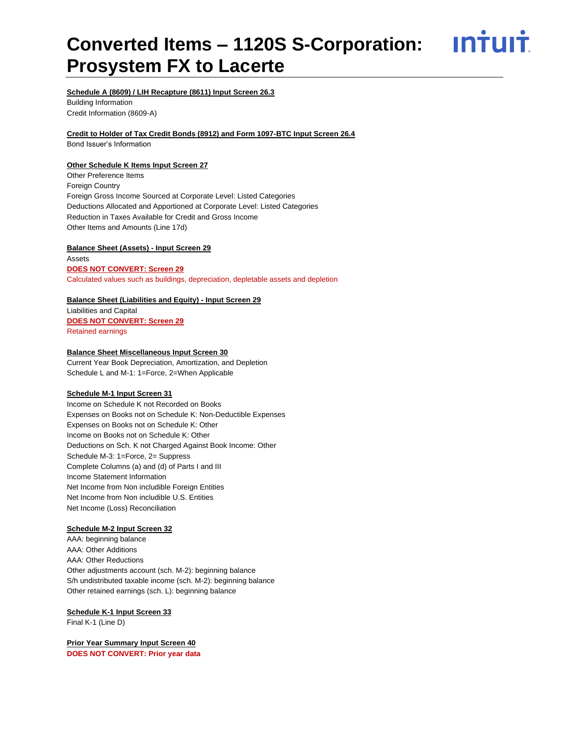# Converted Items – 1120S S-Corporation: Prosystem FX to Lacerte

**Schedule A (8609) / LIH Recapture (8611) Input Screen 26.3**

Building Information

Credit Information (8609-A)

**Credit to Holder of Tax Credit Bonds (8912) and Form 1097-BTC Input Screen 26.4**

Bond Issuer's Information

**Other Schedule K Items Input Screen 27**

Other Preference Items

Foreign Country

Foreign Gross Income Sourced at Corporate Level: Listed Categories

Deductions Allocated and Apportioned at Corporate Level: Listed Categories

Reduction in Taxes Available for Credit and Gross Income

Other Items and Amounts (Line 17d)

**Balance Sheet (Assets) - Input Screen 29**

Assets

**DOES NOT CONVERT: Screen 29**

Calculated values such as buildings, depreciation, depletable assets and depletion

**Balance Sheet (Liabilities and Equity) - Input Screen 29**

Liabilities and Capital

**DOES NOT CONVERT: Screen 29**

Retained earnings

**Balance Sheet Miscellaneous Input Screen 30**

Current Year Book Depreciation, Amortization, and Depletion

Schedule L and M-1: 1=Force, 2=When Applicable

**Schedule M-1 Input Screen 31**

Income on Schedule K not Recorded on Books

Expenses on Books not on Schedule K: Non-Deductible Expenses

Expenses on Books not on Schedule K: Other

Income on Books not on Schedule K: Other

Deductions on Sch. K not Charged Against Book Income: Other

Schedule M-3: 1=Force, 2= Suppress

Complete Columns (a) and (d) of Parts I and III

Income Statement Information

Net Income from Non includible Foreign Entities

Net Income from Non includible U.S. Entities

Net Income (Loss) Reconciliation

**Schedule M-2 Input Screen 32**

AAA: beginning balance

AAA: Other Additions

AAA: Other Reductions

Other adjustments account (sch. M-2): beginning balance

S/h undistributed taxable income (sch. M-2): beginning balance

Other retained earnings (sch. L): beginning balance

**Schedule K-1 Input Screen 33**

Final K-1 (Line D)

**Prior Year Summary Input Screen 40**

**DOES NOT CONVERT: Prior year data**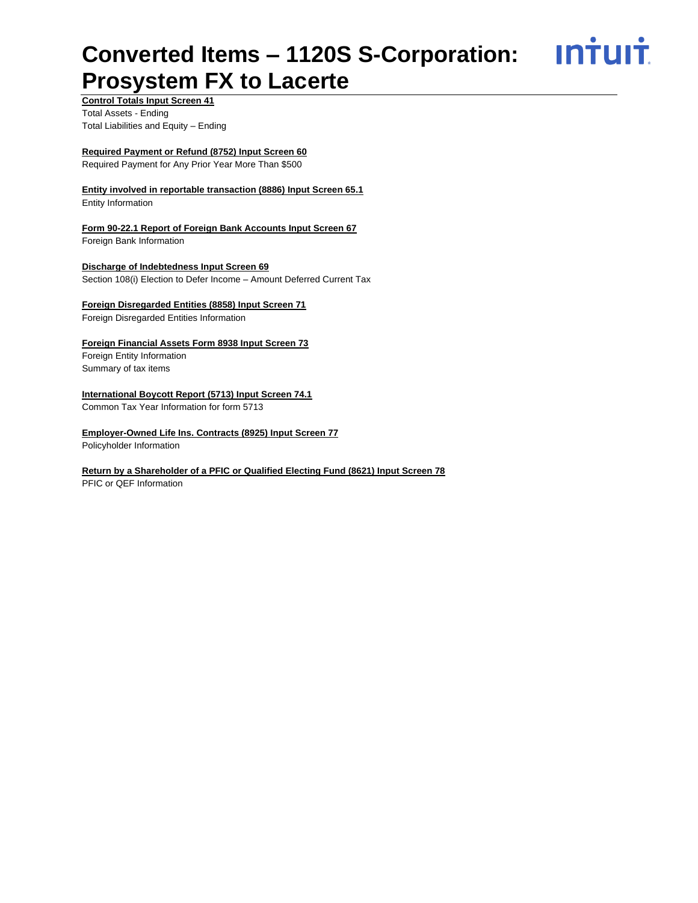# Converted Items – 1120S S-Corporation: Prosystem FX to Lacerte

**Control Totals Input Screen 41**

Total Assets - Ending
Total Liabilities and Equity – Ending

**Required Payment or Refund (8752) Input Screen 60**

Required Payment for Any Prior Year More Than $500

**Entity involved in reportable transaction (8886) Input Screen 65.1**

Entity Information

**Form 90-22.1 Report of Foreign Bank Accounts Input Screen 67**

Foreign Bank Information

**Discharge of Indebtedness Input Screen 69**

Section 108(i) Election to Defer Income – Amount Deferred Current Tax

**Foreign Disregarded Entities (8858) Input Screen 71**

Foreign Disregarded Entities Information

**Foreign Financial Assets Form 8938 Input Screen 73**

Foreign Entity Information
Summary of tax items

**International Boycott Report (5713) Input Screen 74.1**

Common Tax Year Information for form 5713

**Employer-Owned Life Ins. Contracts (8925) Input Screen 77**

Policyholder Information

**Return by a Shareholder of a PFIC or Qualified Electing Fund (8621) Input Screen 78**

PFIC or QEF Information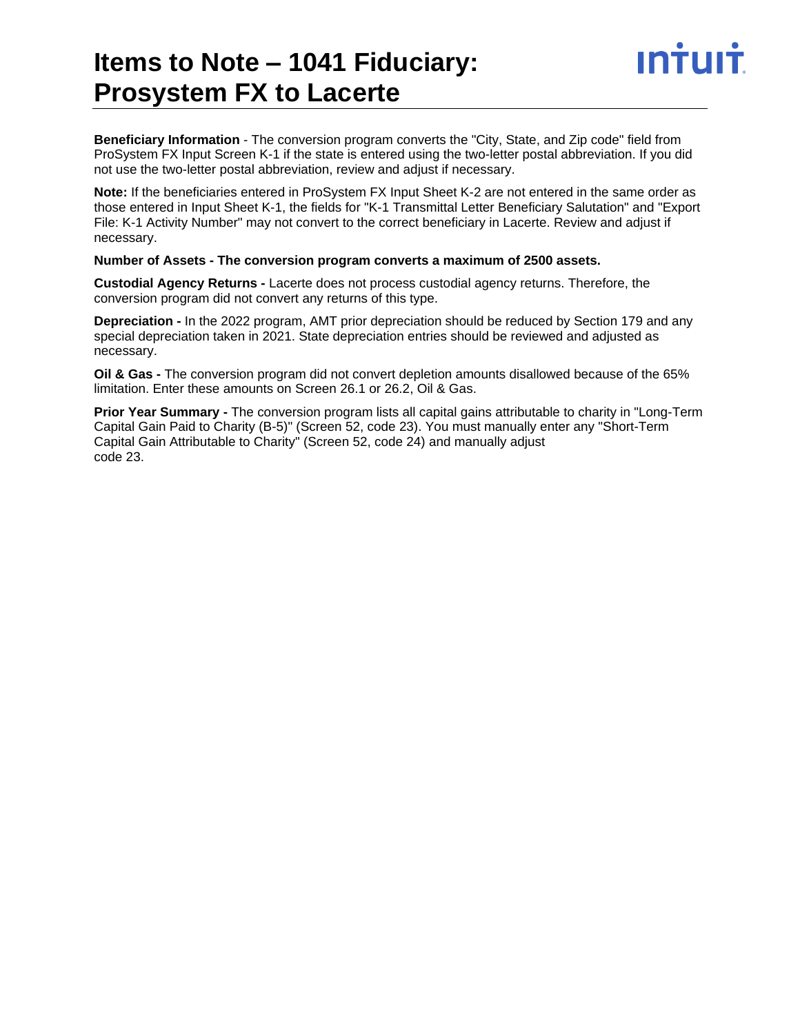# Items to Note – 1041 Fiduciary: Prosystem FX to Lacerte

**Beneficiary Information** - The conversion program converts the "City, State, and Zip code" field from ProSystem FX Input Screen K-1 if the state is entered using the two-letter postal abbreviation. If you did not use the two-letter postal abbreviation, review and adjust if necessary.

**Note:** If the beneficiaries entered in ProSystem FX Input Sheet K-2 are not entered in the same order as those entered in Input Sheet K-1, the fields for "K-1 Transmittal Letter Beneficiary Salutation" and "Export File: K-1 Activity Number" may not convert to the correct beneficiary in Lacerte. Review and adjust if necessary.

**Number of Assets - The conversion program converts a maximum of 2500 assets.**

**Custodial Agency Returns -** Lacerte does not process custodial agency returns. Therefore, the conversion program did not convert any returns of this type.

**Depreciation -** In the 2022 program, AMT prior depreciation should be reduced by Section 179 and any special depreciation taken in 2021. State depreciation entries should be reviewed and adjusted as necessary.

**Oil & Gas -** The conversion program did not convert depletion amounts disallowed because of the 65% limitation. Enter these amounts on Screen 26.1 or 26.2, Oil & Gas.

**Prior Year Summary -** The conversion program lists all capital gains attributable to charity in "Long-Term Capital Gain Paid to Charity (B-5)" (Screen 52, code 23). You must manually enter any "Short-Term Capital Gain Attributable to Charity" (Screen 52, code 24) and manually adjust code 23.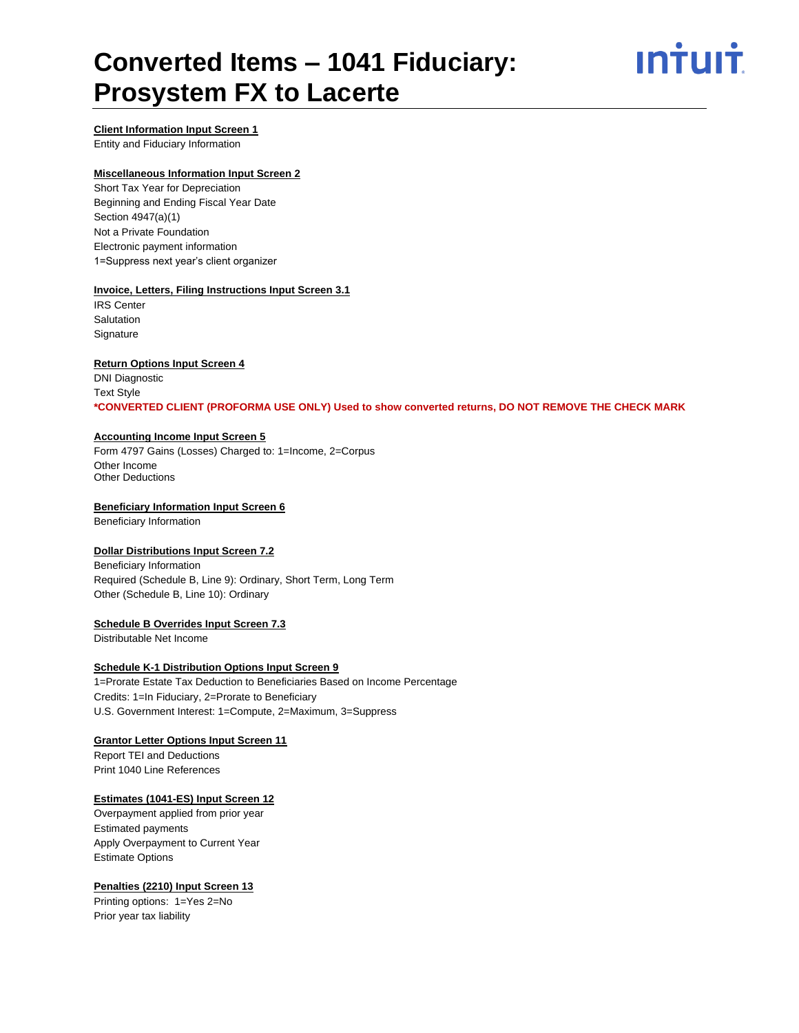# Converted Items – 1041 Fiduciary: Prosystem FX to Lacerte

**Client Information Input Screen 1**

Entity and Fiduciary Information

**Miscellaneous Information Input Screen 2**

Short Tax Year for Depreciation
Beginning and Ending Fiscal Year Date
Section 4947(a)(1)
Not a Private Foundation
Electronic payment information
1=Suppress next year's client organizer

**Invoice, Letters, Filing Instructions Input Screen 3.1**

IRS Center
Salutation
Signature

**Return Options Input Screen 4**

DNI Diagnostic
Text Style
**\*CONVERTED CLIENT (PROFORMA USE ONLY) Used to show converted returns, DO NOT REMOVE THE CHECK MARK**

**Accounting Income Input Screen 5**

Form 4797 Gains (Losses) Charged to: 1=Income, 2=Corpus
Other Income
Other Deductions

**Beneficiary Information Input Screen 6**

Beneficiary Information

**Dollar Distributions Input Screen 7.2**

Beneficiary Information
Required (Schedule B, Line 9): Ordinary, Short Term, Long Term
Other (Schedule B, Line 10): Ordinary

**Schedule B Overrides Input Screen 7.3**

Distributable Net Income

**Schedule K-1 Distribution Options Input Screen 9**

1=Prorate Estate Tax Deduction to Beneficiaries Based on Income Percentage
Credits: 1=In Fiduciary, 2=Prorate to Beneficiary
U.S. Government Interest: 1=Compute, 2=Maximum, 3=Suppress

**Grantor Letter Options Input Screen 11**

Report TEI and Deductions
Print 1040 Line References

**Estimates (1041-ES) Input Screen 12**

Overpayment applied from prior year
Estimated payments
Apply Overpayment to Current Year
Estimate Options

**Penalties (2210) Input Screen 13**

Printing options: 1=Yes 2=No
Prior year tax liability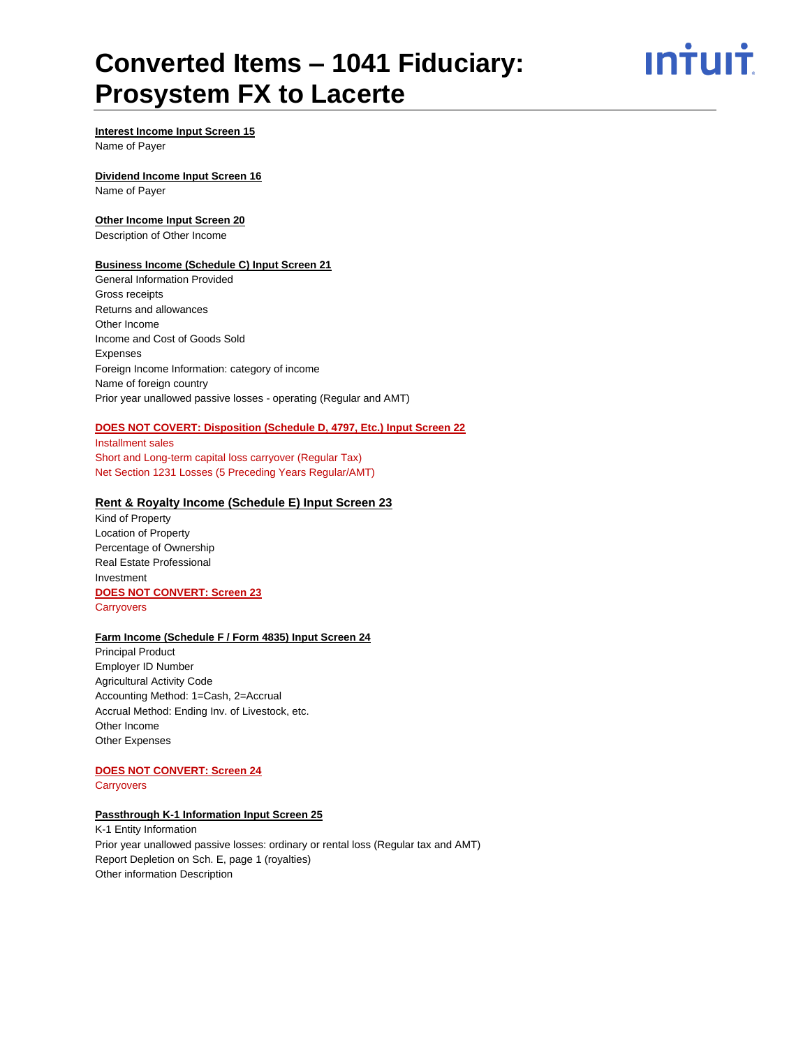# Converted Items – 1041 Fiduciary: Prosystem FX to Lacerte

**Interest Income Input Screen 15**

Name of Payer

**Dividend Income Input Screen 16**

Name of Payer

**Other Income Input Screen 20**

Description of Other Income

**Business Income (Schedule C) Input Screen 21**

General Information Provided
Gross receipts
Returns and allowances
Other Income
Income and Cost of Goods Sold
Expenses
Foreign Income Information: category of income
Name of foreign country
Prior year unallowed passive losses - operating (Regular and AMT)

**DOES NOT COVERT: Disposition (Schedule D, 4797, Etc.) Input Screen 22**

Installment sales
Short and Long-term capital loss carryover (Regular Tax)
Net Section 1231 Losses (5 Preceding Years Regular/AMT)

**Rent & Royalty Income (Schedule E) Input Screen 23**

Kind of Property
Location of Property
Percentage of Ownership
Real Estate Professional
Investment

**DOES NOT CONVERT: Screen 23**

Carryovers

**Farm Income (Schedule F / Form 4835) Input Screen 24**

Principal Product
Employer ID Number
Agricultural Activity Code
Accounting Method: 1=Cash, 2=Accrual
Accrual Method: Ending Inv. of Livestock, etc.
Other Income
Other Expenses

**DOES NOT CONVERT: Screen 24**

Carryovers

**Passthrough K-1 Information Input Screen 25**

K-1 Entity Information
Prior year unallowed passive losses: ordinary or rental loss (Regular tax and AMT)
Report Depletion on Sch. E, page 1 (royalties)
Other information Description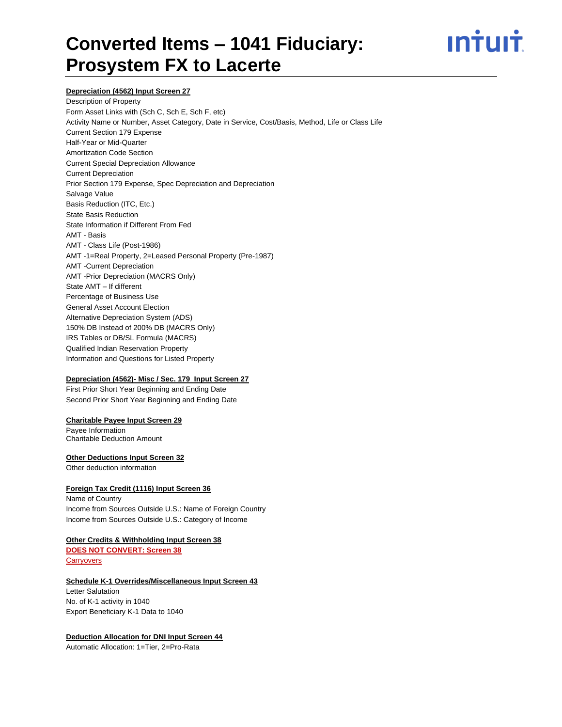# Converted Items – 1041 Fiduciary: Prosystem FX to Lacerte

**Depreciation (4562) Input Screen 27**

Description of Property
Form Asset Links with (Sch C, Sch E, Sch F, etc)
Activity Name or Number, Asset Category, Date in Service, Cost/Basis, Method, Life or Class Life
Current Section 179 Expense
Half-Year or Mid-Quarter
Amortization Code Section
Current Special Depreciation Allowance
Current Depreciation
Prior Section 179 Expense, Spec Depreciation and Depreciation
Salvage Value
Basis Reduction (ITC, Etc.)
State Basis Reduction
State Information if Different From Fed
AMT - Basis
AMT - Class Life (Post-1986)
AMT -1=Real Property, 2=Leased Personal Property (Pre-1987)
AMT -Current Depreciation
AMT -Prior Depreciation (MACRS Only)
State AMT – If different
Percentage of Business Use
General Asset Account Election
Alternative Depreciation System (ADS)
150% DB Instead of 200% DB (MACRS Only)
IRS Tables or DB/SL Formula (MACRS)
Qualified Indian Reservation Property
Information and Questions for Listed Property

**Depreciation (4562)- Misc / Sec. 179 Input Screen 27**

First Prior Short Year Beginning and Ending Date
Second Prior Short Year Beginning and Ending Date

**Charitable Payee Input Screen 29**

Payee Information
Charitable Deduction Amount

**Other Deductions Input Screen 32**

Other deduction information

**Foreign Tax Credit (1116) Input Screen 36**

Name of Country
Income from Sources Outside U.S.: Name of Foreign Country
Income from Sources Outside U.S.: Category of Income

**Other Credits & Withholding Input Screen 38**

**DOES NOT CONVERT: Screen 38**
Carryovers

**Schedule K-1 Overrides/Miscellaneous Input Screen 43**

Letter Salutation
No. of K-1 activity in 1040
Export Beneficiary K-1 Data to 1040

**Deduction Allocation for DNI Input Screen 44**

Automatic Allocation: 1=Tier, 2=Pro-Rata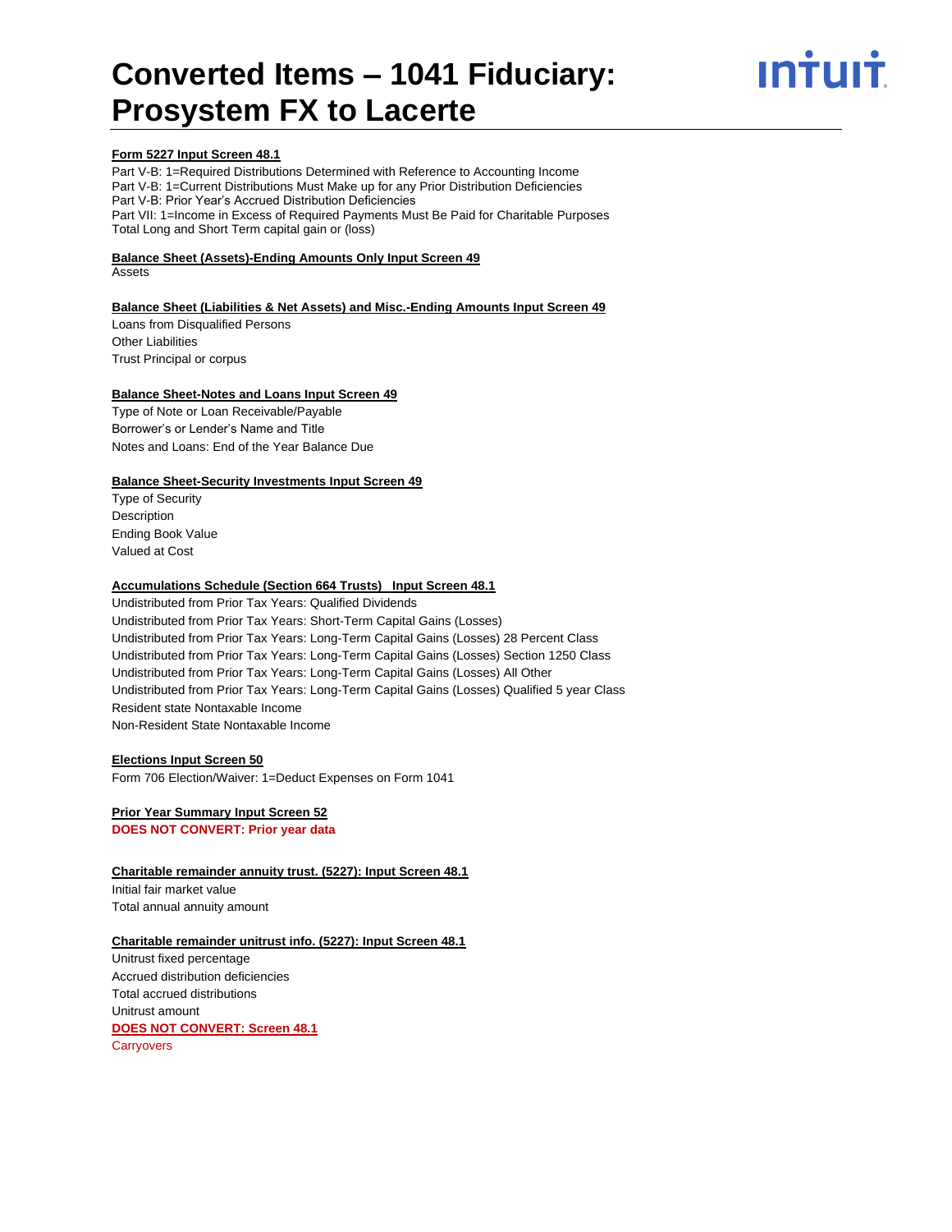# Converted Items – 1041 Fiduciary: Prosystem FX to Lacerte

**Form 5227 Input Screen 48.1**

Part V-B: 1=Required Distributions Determined with Reference to Accounting Income
Part V-B: 1=Current Distributions Must Make up for any Prior Distribution Deficiencies
Part V-B: Prior Year's Accrued Distribution Deficiencies
Part VII: 1=Income in Excess of Required Payments Must Be Paid for Charitable Purposes
Total Long and Short Term capital gain or (loss)

**Balance Sheet (Assets)-Ending Amounts Only Input Screen 49**

Assets

**Balance Sheet (Liabilities & Net Assets) and Misc.-Ending Amounts Input Screen 49**

Loans from Disqualified Persons
Other Liabilities
Trust Principal or corpus

**Balance Sheet-Notes and Loans Input Screen 49**

Type of Note or Loan Receivable/Payable
Borrower's or Lender's Name and Title
Notes and Loans: End of the Year Balance Due

**Balance Sheet-Security Investments Input Screen 49**

Type of Security
Description
Ending Book Value
Valued at Cost

**Accumulations Schedule (Section 664 Trusts) Input Screen 48.1**

Undistributed from Prior Tax Years: Qualified Dividends
Undistributed from Prior Tax Years: Short-Term Capital Gains (Losses)
Undistributed from Prior Tax Years: Long-Term Capital Gains (Losses) 28 Percent Class
Undistributed from Prior Tax Years: Long-Term Capital Gains (Losses) Section 1250 Class
Undistributed from Prior Tax Years: Long-Term Capital Gains (Losses) All Other
Undistributed from Prior Tax Years: Long-Term Capital Gains (Losses) Qualified 5 year Class
Resident state Nontaxable Income
Non-Resident State Nontaxable Income

**Elections Input Screen 50**

Form 706 Election/Waiver: 1=Deduct Expenses on Form 1041

**Prior Year Summary Input Screen 52**

**DOES NOT CONVERT: Prior year data**

**Charitable remainder annuity trust. (5227): Input Screen 48.1**

Initial fair market value
Total annual annuity amount

**Charitable remainder unitrust info. (5227): Input Screen 48.1**

Unitrust fixed percentage
Accrued distribution deficiencies
Total accrued distributions
Unitrust amount

**DOES NOT CONVERT: Screen 48.1**

Carryovers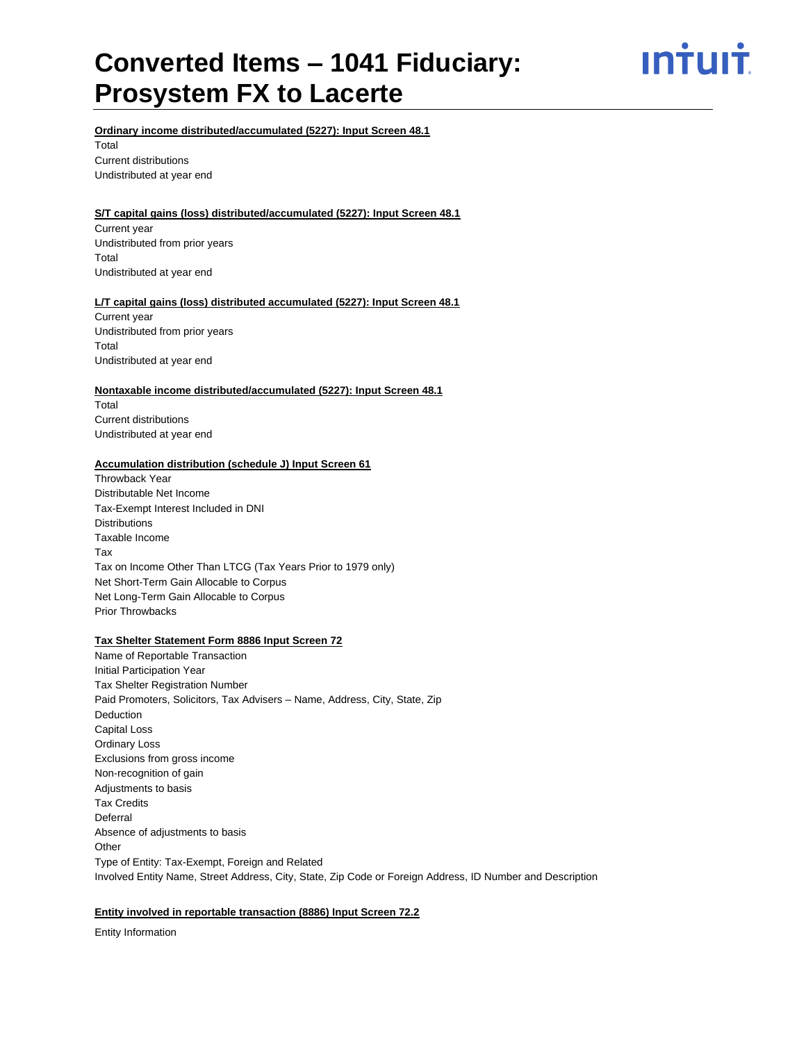# Converted Items – 1041 Fiduciary: Prosystem FX to Lacerte

**Ordinary income distributed/accumulated (5227): Input Screen 48.1**

Total
Current distributions
Undistributed at year end

**S/T capital gains (loss) distributed/accumulated (5227): Input Screen 48.1**

Current year
Undistributed from prior years
Total
Undistributed at year end

**L/T capital gains (loss) distributed accumulated (5227): Input Screen 48.1**

Current year
Undistributed from prior years
Total
Undistributed at year end

**Nontaxable income distributed/accumulated (5227): Input Screen 48.1**

Total
Current distributions
Undistributed at year end

**Accumulation distribution (schedule J) Input Screen 61**

Throwback Year
Distributable Net Income
Tax-Exempt Interest Included in DNI
Distributions
Taxable Income
Tax
Tax on Income Other Than LTCG (Tax Years Prior to 1979 only)
Net Short-Term Gain Allocable to Corpus
Net Long-Term Gain Allocable to Corpus
Prior Throwbacks

**Tax Shelter Statement Form 8886 Input Screen 72**

Name of Reportable Transaction
Initial Participation Year
Tax Shelter Registration Number
Paid Promoters, Solicitors, Tax Advisers – Name, Address, City, State, Zip
Deduction
Capital Loss
Ordinary Loss
Exclusions from gross income
Non-recognition of gain
Adjustments to basis
Tax Credits
Deferral
Absence of adjustments to basis
Other
Type of Entity: Tax-Exempt, Foreign and Related
Involved Entity Name, Street Address, City, State, Zip Code or Foreign Address, ID Number and Description

**Entity involved in reportable transaction (8886) Input Screen 72.2**

Entity Information